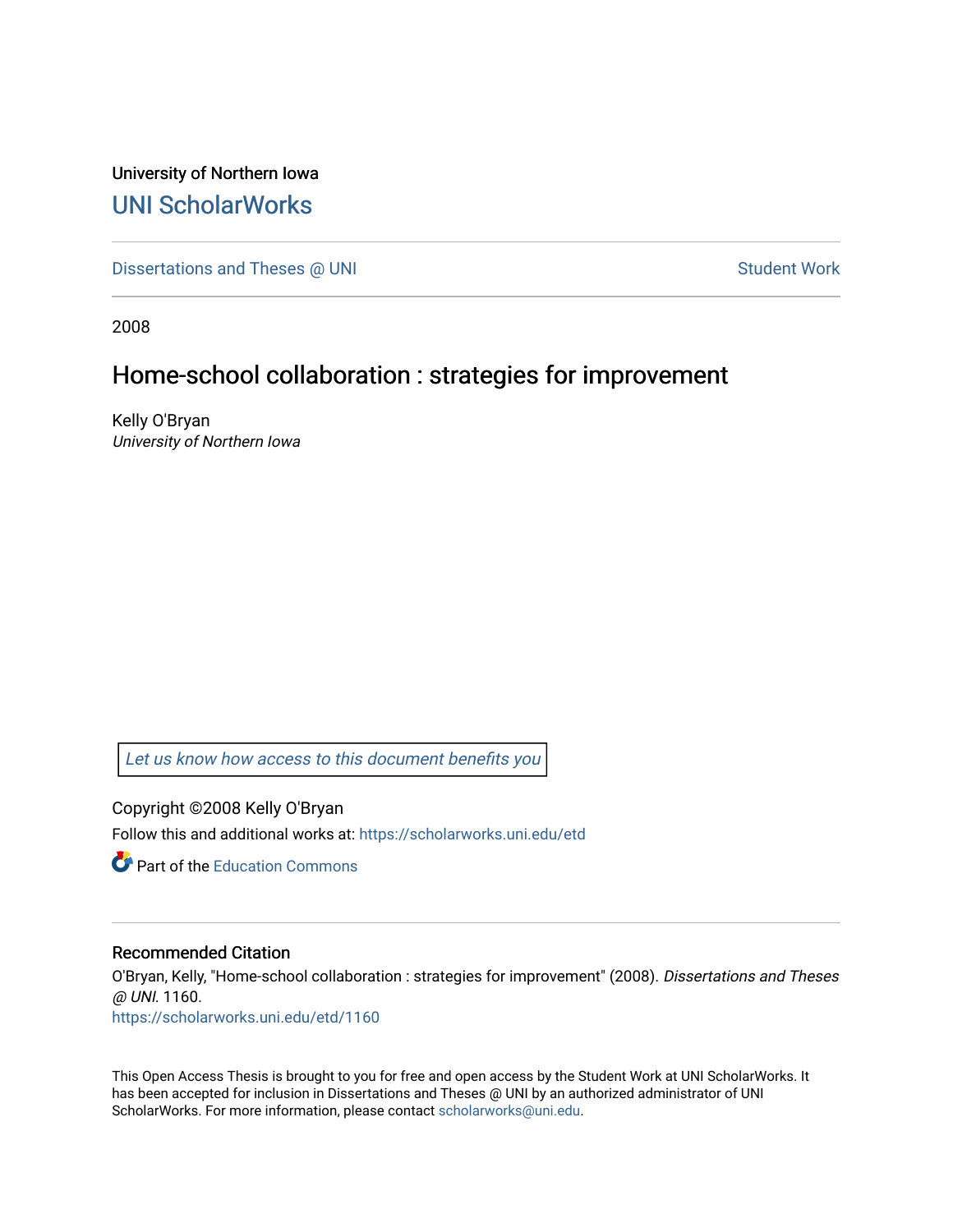University of Northern Iowa

# UNI ScholarWorks

Dissertations and Theses @ UNI

Student Work

2008

## Home-school collaboration : strategies for improvement

Kelly O'Bryan

*University of Northern Iowa*

*Let us know how access to this document benefits you*

Copyright ©2008 Kelly O'Bryan

Follow this and additional works at: https://scholarworks.uni.edu/etd

Part of the Education Commons

### Recommended Citation

O'Bryan, Kelly, "Home-school collaboration : strategies for improvement" (2008). *Dissertations and Theses @ UNI*. 1160.

https://scholarworks.uni.edu/etd/1160

This Open Access Thesis is brought to you for free and open access by the Student Work at UNI ScholarWorks. It has been accepted for inclusion in Dissertations and Theses @ UNI by an authorized administrator of UNI ScholarWorks. For more information, please contact scholarworks@uni.edu.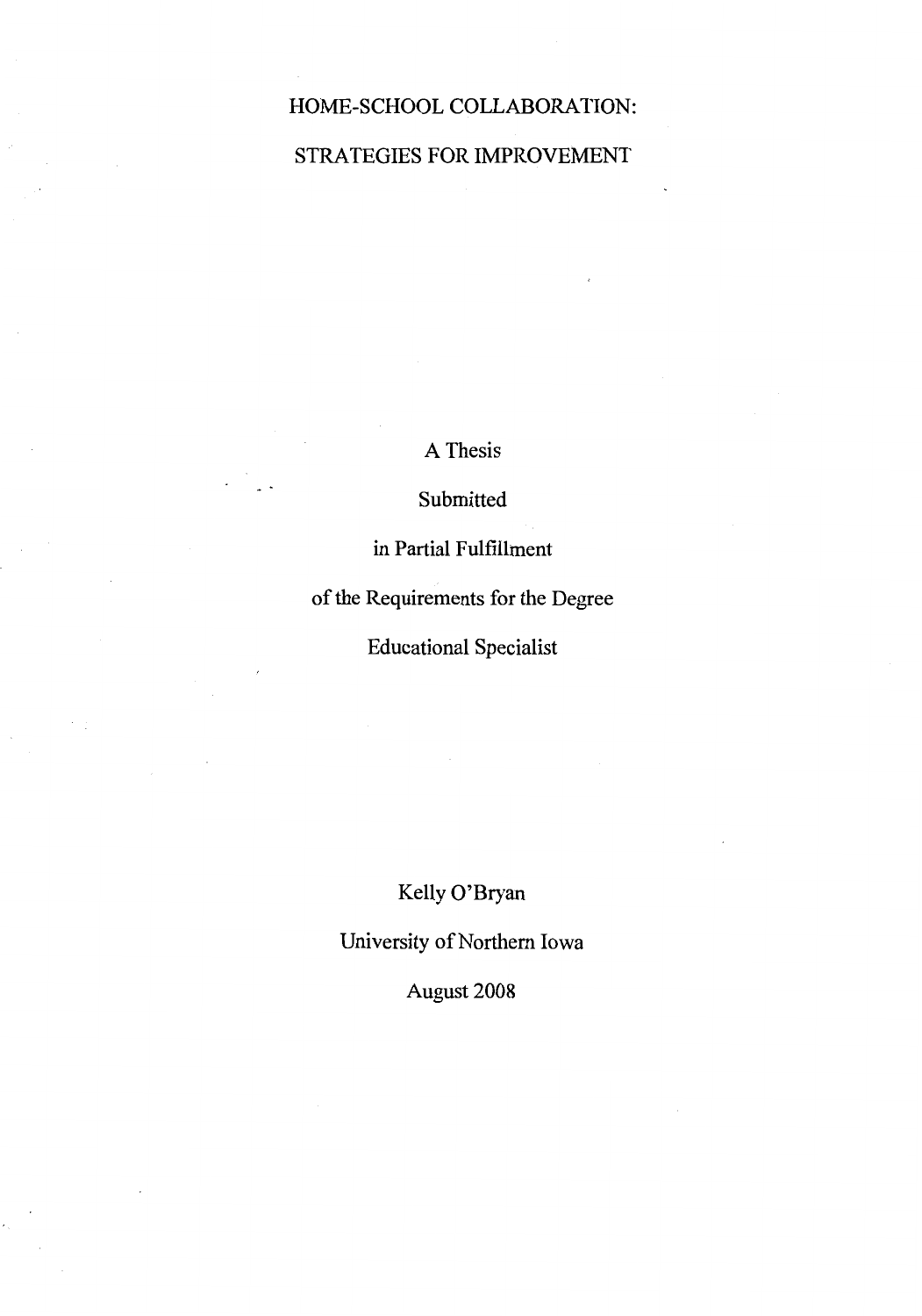# HOME-SCHOOL COLLABORATION:

# STRATEGIES FOR IMPROVEMENT

A Thesis

Submitted

in Partial Fulfillment

of the Requirements for the Degree

Educational Specialist

Kelly O'Bryan

University of Northern Iowa

August 2008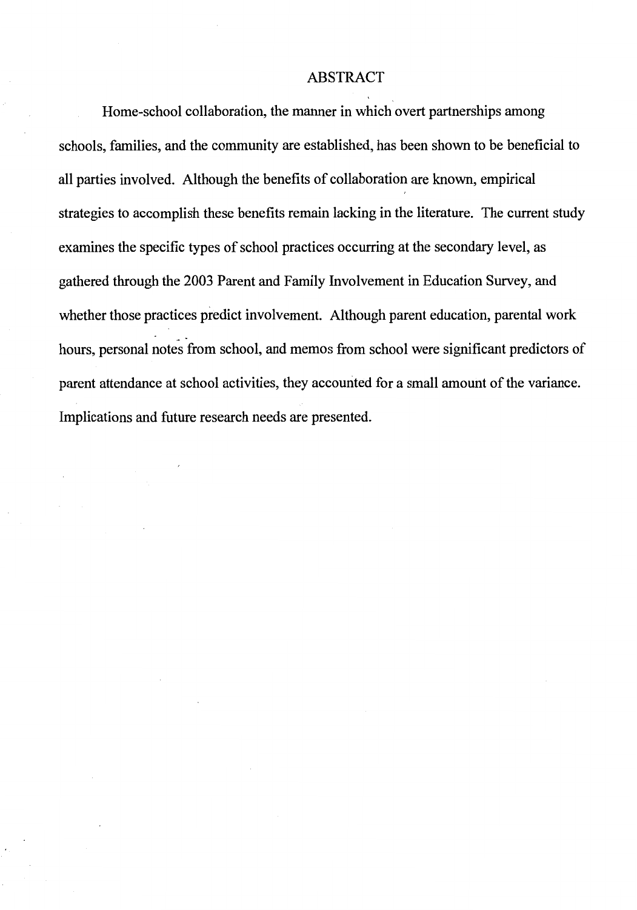# ABSTRACT

Home-school collaboration, the manner in which overt partnerships among schools, families, and the community are established, has been shown to be beneficial to all parties involved. Although the benefits of collaboration are known, empirical strategies to accomplish these benefits remain lacking in the literature. The current study examines the specific types of school practices occurring at the secondary level, as gathered through the 2003 Parent and Family Involvement in Education Survey, and whether those practices predict involvement. Although parent education, parental work hours, personal notes from school, and memos from school were significant predictors of parent attendance at school activities, they accounted for a small amount of the variance. Implications and future research needs are presented.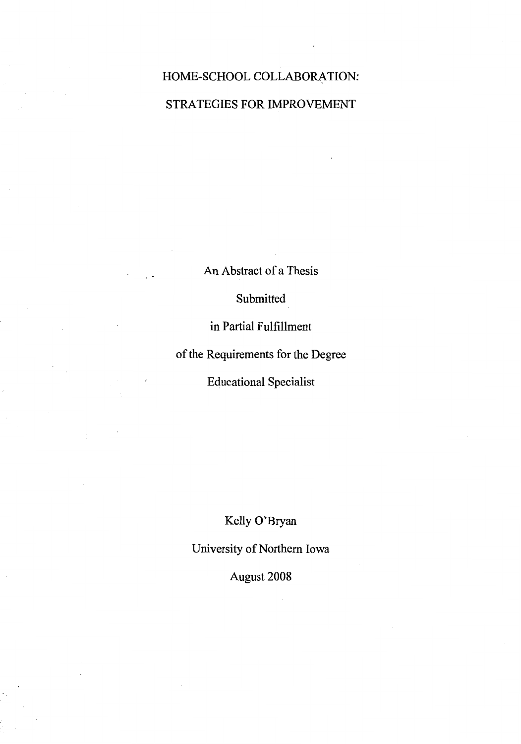# HOME-SCHOOL COLLABORATION:

# STRATEGIES FOR IMPROVEMENT

An Abstract of a Thesis

Submitted

in Partial Fulfillment

of the Requirements for the Degree

Educational Specialist

Kelly O'Bryan

University of Northern Iowa

August 2008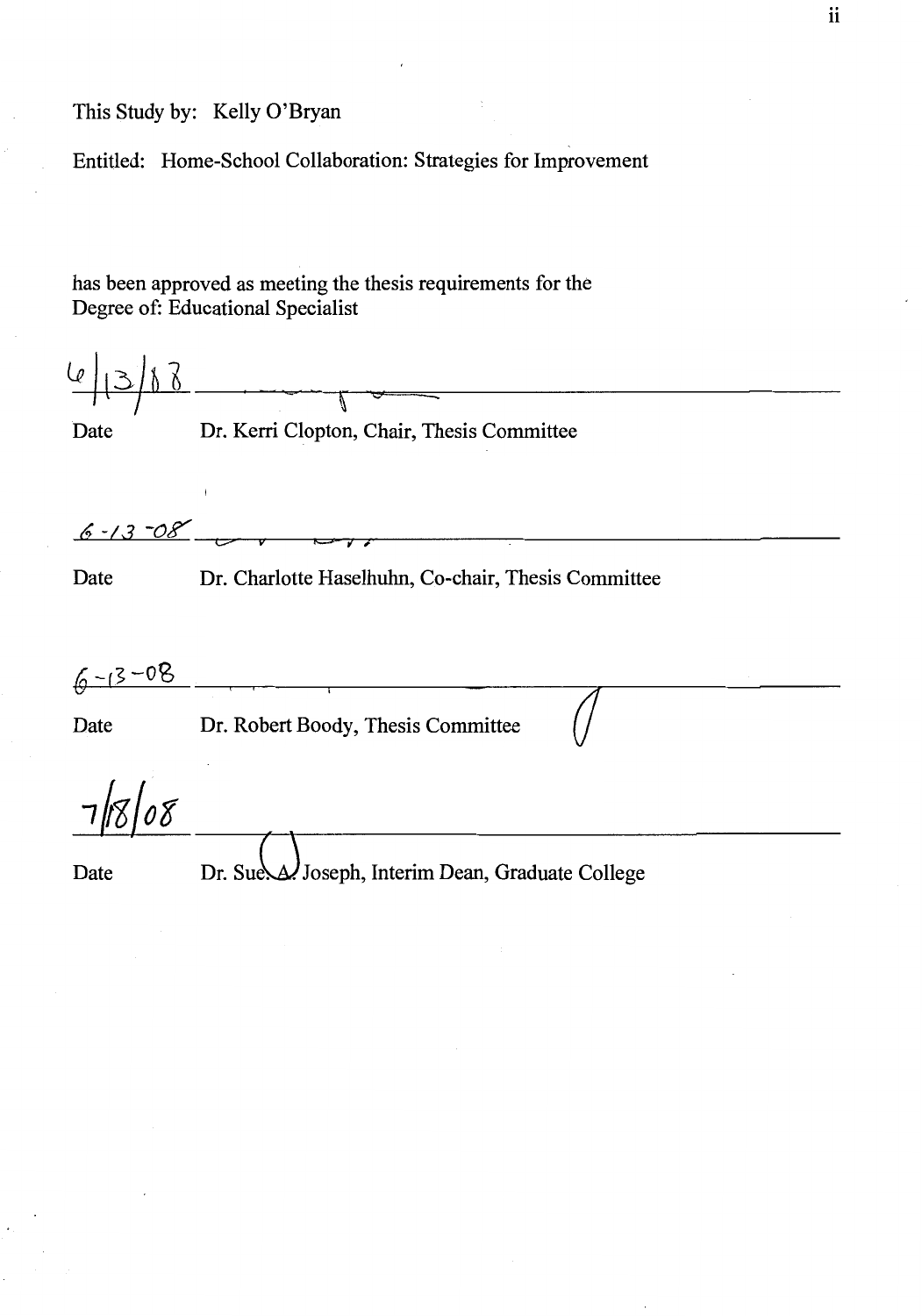This Study by: Kelly O'Bryan

Entitled: Home-School Collaboration: Strategies for Improvement

has been approved as meeting the thesis requirements for the
Degree of: Educational Specialist

6/13/08 ____________________________________________

Date Dr. Kerri Clopton, Chair, Thesis Committee

6-13-08 ____________________________________________

Date Dr. Charlotte Haselhuhn, Co-chair, Thesis Committee

6-13-08 ____________________________________________

Date Dr. Robert Boody, Thesis Committee

7/18/08 ____________________________________________

Date Dr. Sue A. Joseph, Interim Dean, Graduate College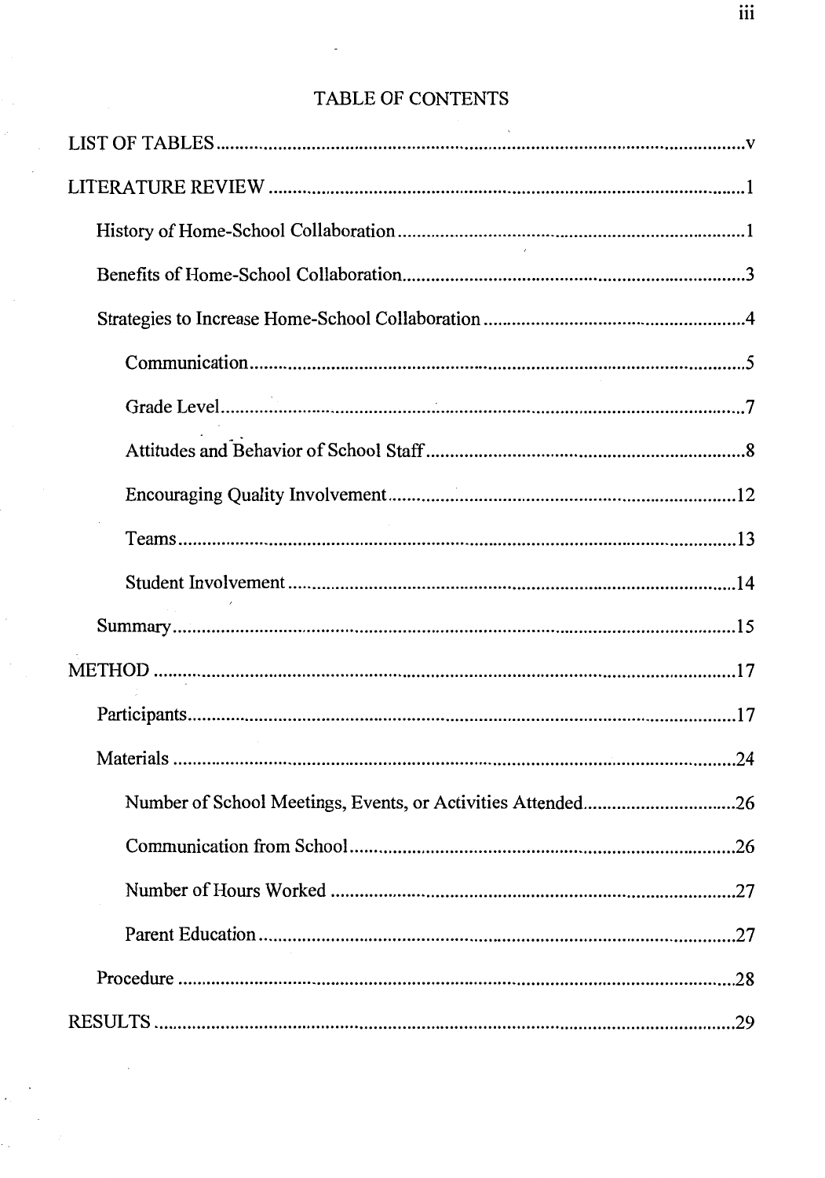# TABLE OF CONTENTS

LIST OF TABLES ..... v

LITERATURE REVIEW ..... 1

- History of Home-School Collaboration ..... 1
- Benefits of Home-School Collaboration ..... 3
- Strategies to Increase Home-School Collaboration ..... 4
  - Communication ..... 5
  - Grade Level ..... 7
  - Attitudes and Behavior of School Staff ..... 8
  - Encouraging Quality Involvement ..... 12
  - Teams ..... 13
  - Student Involvement ..... 14
- Summary ..... 15

METHOD ..... 17

- Participants ..... 17
- Materials ..... 24
  - Number of School Meetings, Events, or Activities Attended ..... 26
  - Communication from School ..... 26
  - Number of Hours Worked ..... 27
  - Parent Education ..... 27
- Procedure ..... 28

RESULTS ..... 29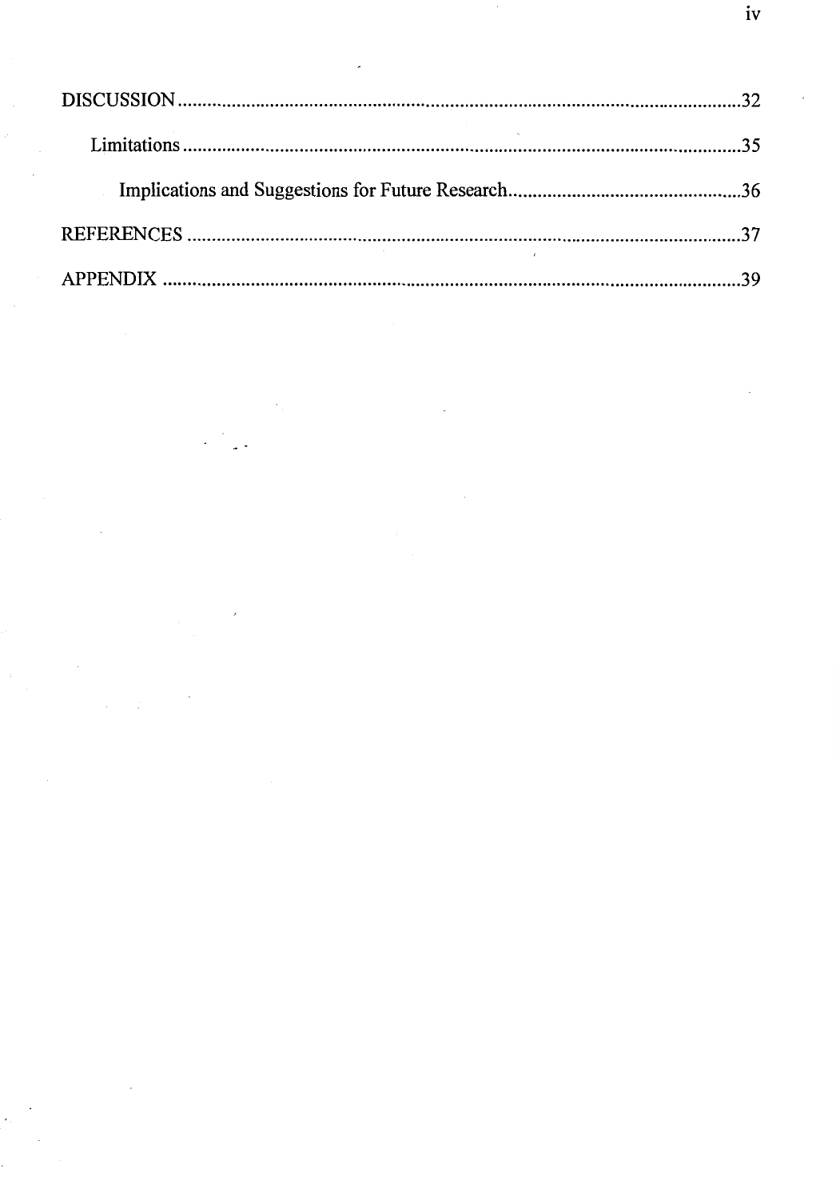DISCUSSION ....................................................................................................................32

Limitations ................................................................................................................35

Implications and Suggestions for Future Research...............................................36

REFERENCES ..............................................................................................................37

APPENDIX ....................................................................................................................39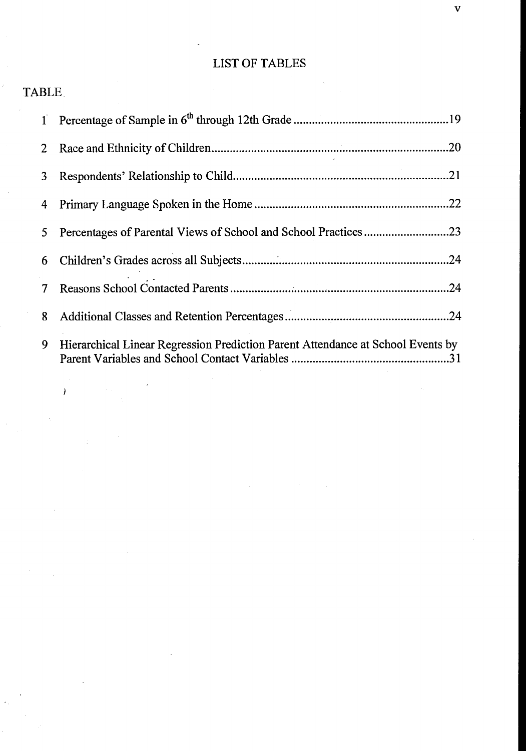# LIST OF TABLES

| TABLE | | |
|---|---|---|
| 1 | Percentage of Sample in 6th through 12th Grade | 19 |
| 2 | Race and Ethnicity of Children | 20 |
| 3 | Respondents' Relationship to Child | 21 |
| 4 | Primary Language Spoken in the Home | 22 |
| 5 | Percentages of Parental Views of School and School Practices | 23 |
| 6 | Children's Grades across all Subjects | 24 |
| 7 | Reasons School Contacted Parents | 24 |
| 8 | Additional Classes and Retention Percentages | 24 |
| 9 | Hierarchical Linear Regression Prediction Parent Attendance at School Events by Parent Variables and School Contact Variables | 31 |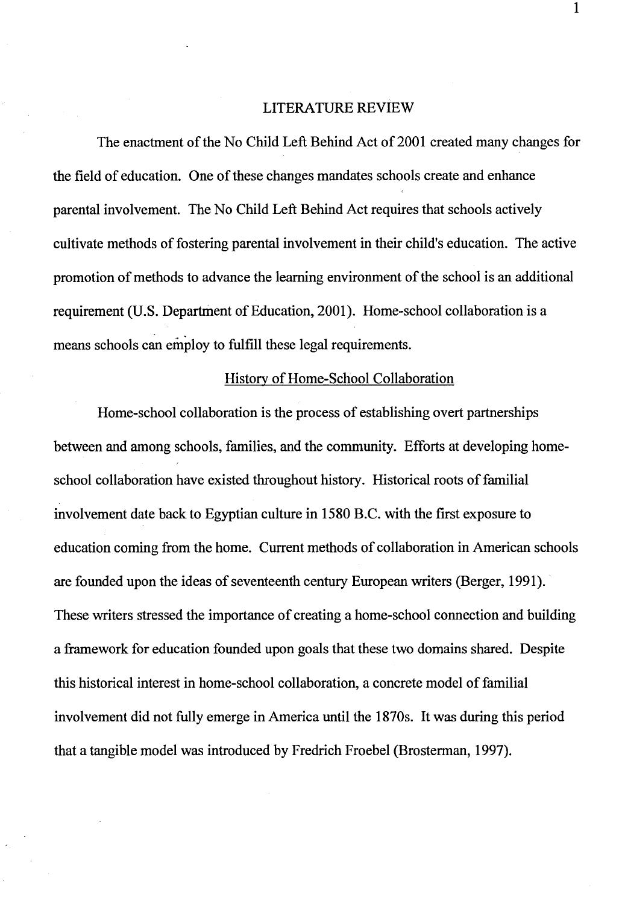# LITERATURE REVIEW

The enactment of the No Child Left Behind Act of 2001 created many changes for the field of education. One of these changes mandates schools create and enhance parental involvement. The No Child Left Behind Act requires that schools actively cultivate methods of fostering parental involvement in their child's education. The active promotion of methods to advance the learning environment of the school is an additional requirement (U.S. Department of Education, 2001). Home-school collaboration is a means schools can employ to fulfill these legal requirements.

## History of Home-School Collaboration

Home-school collaboration is the process of establishing overt partnerships between and among schools, families, and the community. Efforts at developing home-school collaboration have existed throughout history. Historical roots of familial involvement date back to Egyptian culture in 1580 B.C. with the first exposure to education coming from the home. Current methods of collaboration in American schools are founded upon the ideas of seventeenth century European writers (Berger, 1991). These writers stressed the importance of creating a home-school connection and building a framework for education founded upon goals that these two domains shared. Despite this historical interest in home-school collaboration, a concrete model of familial involvement did not fully emerge in America until the 1870s. It was during this period that a tangible model was introduced by Fredrich Froebel (Brosterman, 1997).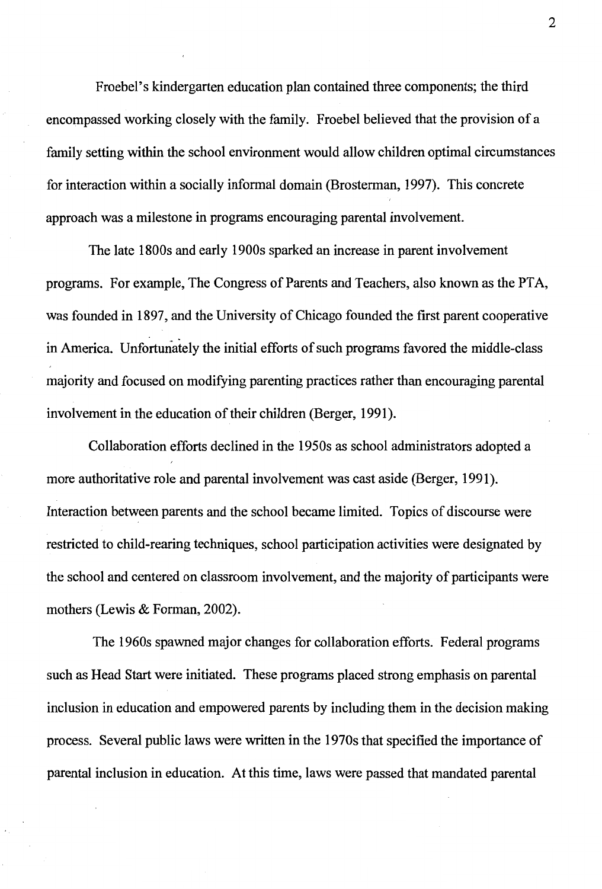Froebel's kindergarten education plan contained three components; the third encompassed working closely with the family. Froebel believed that the provision of a family setting within the school environment would allow children optimal circumstances for interaction within a socially informal domain (Brosterman, 1997). This concrete approach was a milestone in programs encouraging parental involvement.

The late 1800s and early 1900s sparked an increase in parent involvement programs. For example, The Congress of Parents and Teachers, also known as the PTA, was founded in 1897, and the University of Chicago founded the first parent cooperative in America. Unfortunately the initial efforts of such programs favored the middle-class majority and focused on modifying parenting practices rather than encouraging parental involvement in the education of their children (Berger, 1991).

Collaboration efforts declined in the 1950s as school administrators adopted a more authoritative role and parental involvement was cast aside (Berger, 1991). Interaction between parents and the school became limited. Topics of discourse were restricted to child-rearing techniques, school participation activities were designated by the school and centered on classroom involvement, and the majority of participants were mothers (Lewis & Forman, 2002).

The 1960s spawned major changes for collaboration efforts. Federal programs such as Head Start were initiated. These programs placed strong emphasis on parental inclusion in education and empowered parents by including them in the decision making process. Several public laws were written in the 1970s that specified the importance of parental inclusion in education. At this time, laws were passed that mandated parental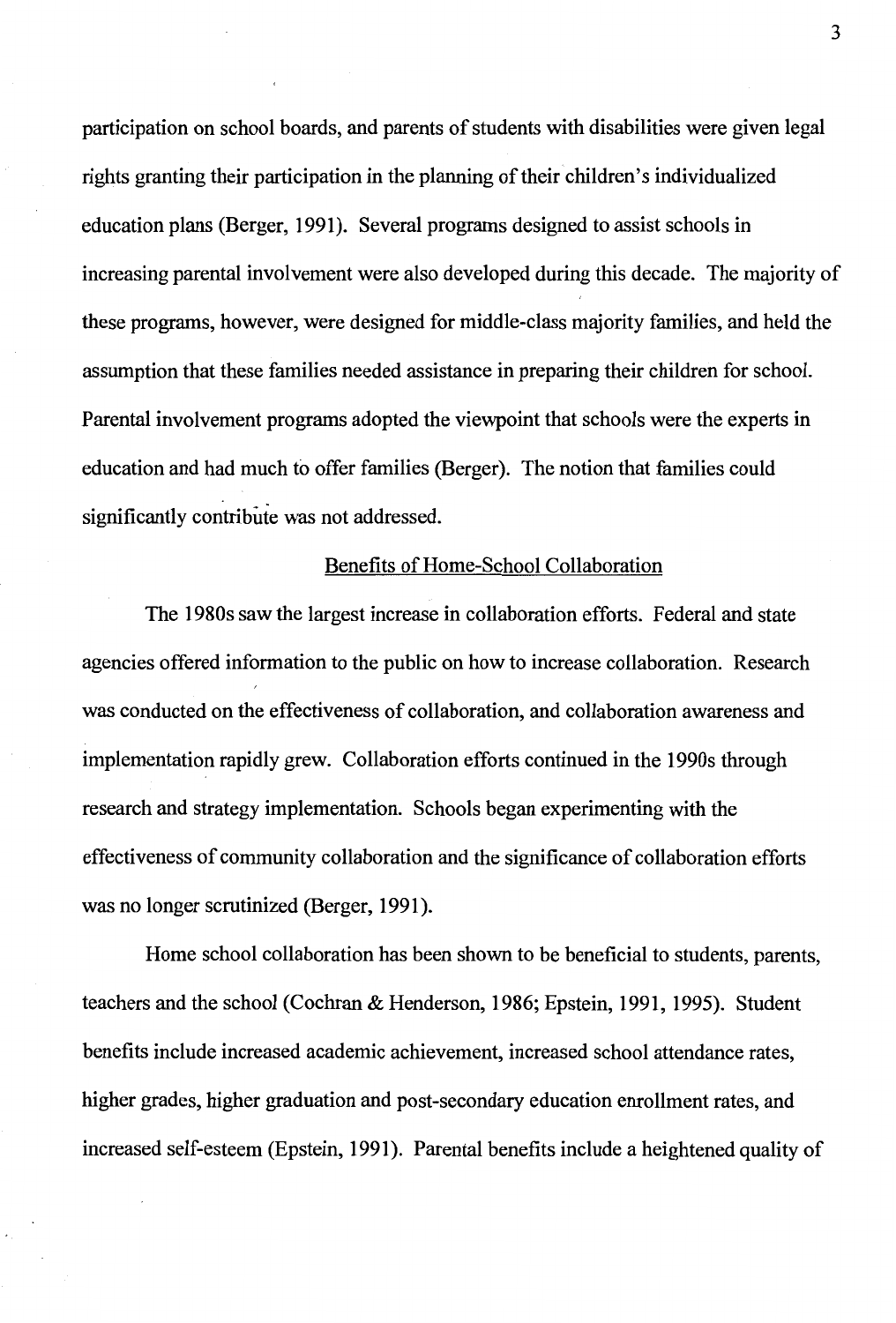participation on school boards, and parents of students with disabilities were given legal rights granting their participation in the planning of their children's individualized education plans (Berger, 1991). Several programs designed to assist schools in increasing parental involvement were also developed during this decade. The majority of these programs, however, were designed for middle-class majority families, and held the assumption that these families needed assistance in preparing their children for school. Parental involvement programs adopted the viewpoint that schools were the experts in education and had much to offer families (Berger). The notion that families could significantly contribute was not addressed.

## Benefits of Home-School Collaboration

The 1980s saw the largest increase in collaboration efforts. Federal and state agencies offered information to the public on how to increase collaboration. Research was conducted on the effectiveness of collaboration, and collaboration awareness and implementation rapidly grew. Collaboration efforts continued in the 1990s through research and strategy implementation. Schools began experimenting with the effectiveness of community collaboration and the significance of collaboration efforts was no longer scrutinized (Berger, 1991).

Home school collaboration has been shown to be beneficial to students, parents, teachers and the school (Cochran & Henderson, 1986; Epstein, 1991, 1995). Student benefits include increased academic achievement, increased school attendance rates, higher grades, higher graduation and post-secondary education enrollment rates, and increased self-esteem (Epstein, 1991). Parental benefits include a heightened quality of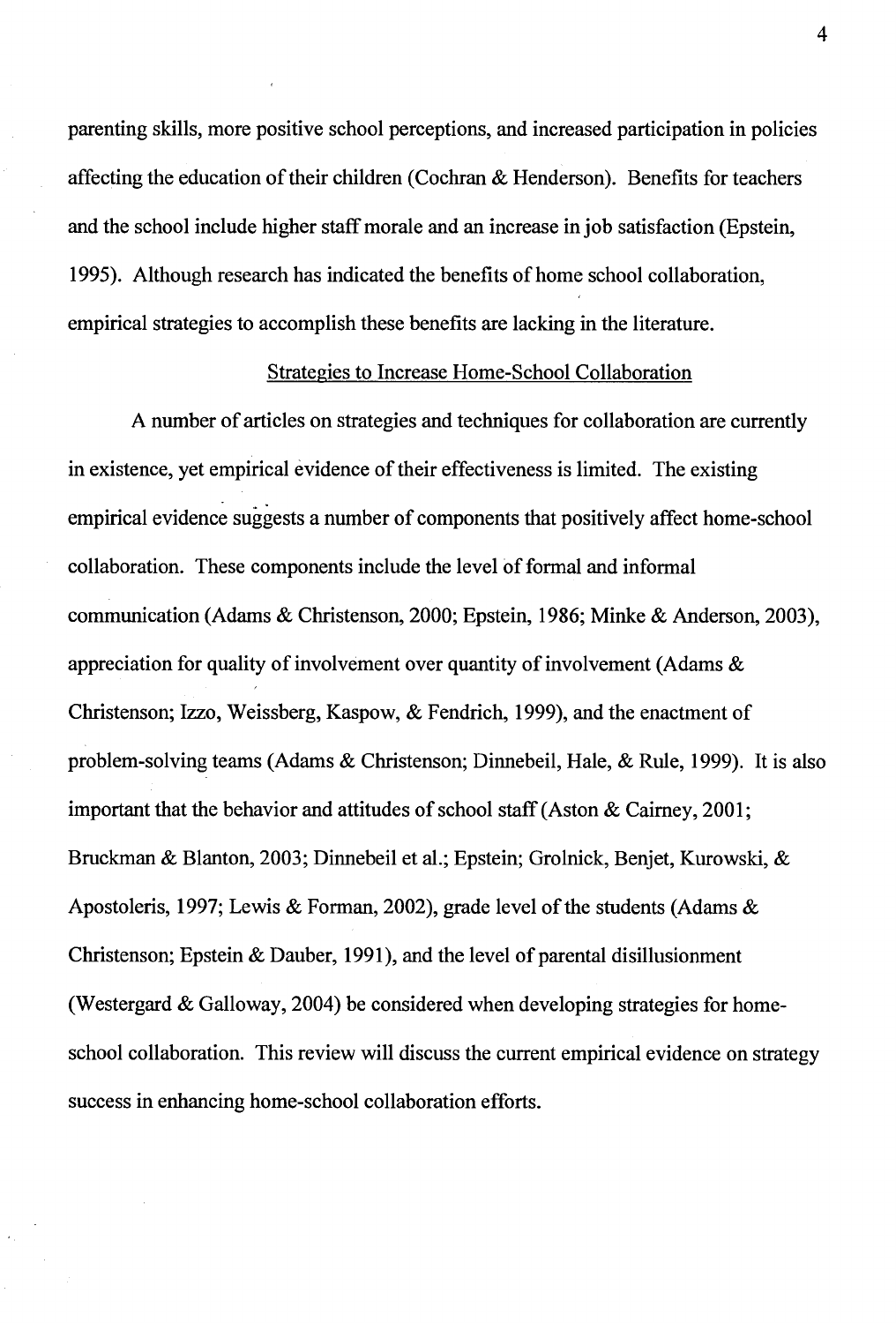parenting skills, more positive school perceptions, and increased participation in policies affecting the education of their children (Cochran & Henderson). Benefits for teachers and the school include higher staff morale and an increase in job satisfaction (Epstein, 1995). Although research has indicated the benefits of home school collaboration, empirical strategies to accomplish these benefits are lacking in the literature.

## Strategies to Increase Home-School Collaboration

A number of articles on strategies and techniques for collaboration are currently in existence, yet empirical evidence of their effectiveness is limited. The existing empirical evidence suggests a number of components that positively affect home-school collaboration. These components include the level of formal and informal communication (Adams & Christenson, 2000; Epstein, 1986; Minke & Anderson, 2003), appreciation for quality of involvement over quantity of involvement (Adams & Christenson; Izzo, Weissberg, Kaspow, & Fendrich, 1999), and the enactment of problem-solving teams (Adams & Christenson; Dinnebeil, Hale, & Rule, 1999). It is also important that the behavior and attitudes of school staff (Aston & Cairney, 2001; Bruckman & Blanton, 2003; Dinnebeil et al.; Epstein; Grolnick, Benjet, Kurowski, & Apostoleris, 1997; Lewis & Forman, 2002), grade level of the students (Adams & Christenson; Epstein & Dauber, 1991), and the level of parental disillusionment (Westergard & Galloway, 2004) be considered when developing strategies for home-school collaboration. This review will discuss the current empirical evidence on strategy success in enhancing home-school collaboration efforts.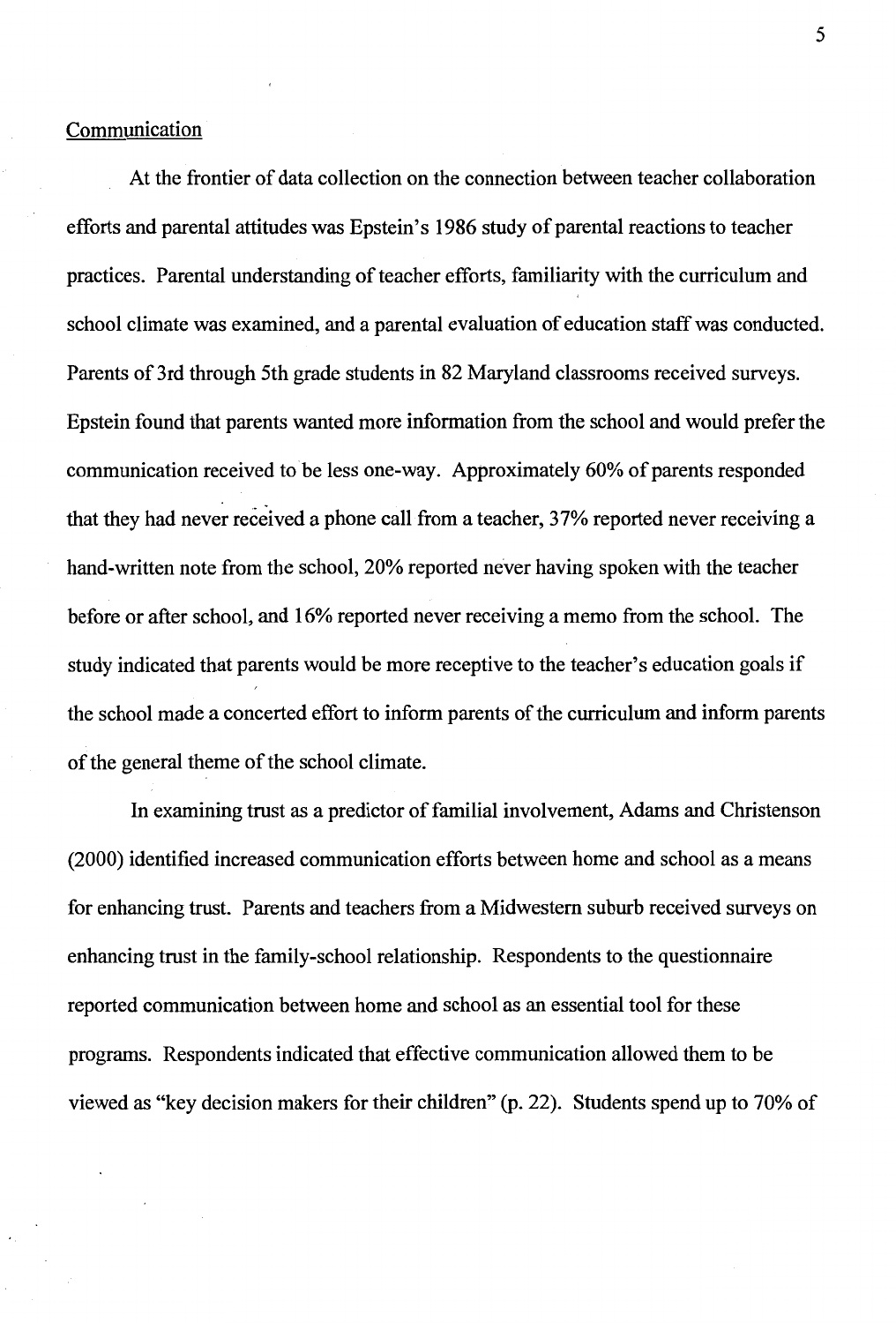## Communication

At the frontier of data collection on the connection between teacher collaboration efforts and parental attitudes was Epstein's 1986 study of parental reactions to teacher practices. Parental understanding of teacher efforts, familiarity with the curriculum and school climate was examined, and a parental evaluation of education staff was conducted. Parents of 3rd through 5th grade students in 82 Maryland classrooms received surveys. Epstein found that parents wanted more information from the school and would prefer the communication received to be less one-way. Approximately 60% of parents responded that they had never received a phone call from a teacher, 37% reported never receiving a hand-written note from the school, 20% reported never having spoken with the teacher before or after school, and 16% reported never receiving a memo from the school. The study indicated that parents would be more receptive to the teacher's education goals if the school made a concerted effort to inform parents of the curriculum and inform parents of the general theme of the school climate.

In examining trust as a predictor of familial involvement, Adams and Christenson (2000) identified increased communication efforts between home and school as a means for enhancing trust. Parents and teachers from a Midwestern suburb received surveys on enhancing trust in the family-school relationship. Respondents to the questionnaire reported communication between home and school as an essential tool for these programs. Respondents indicated that effective communication allowed them to be viewed as "key decision makers for their children" (p. 22). Students spend up to 70% of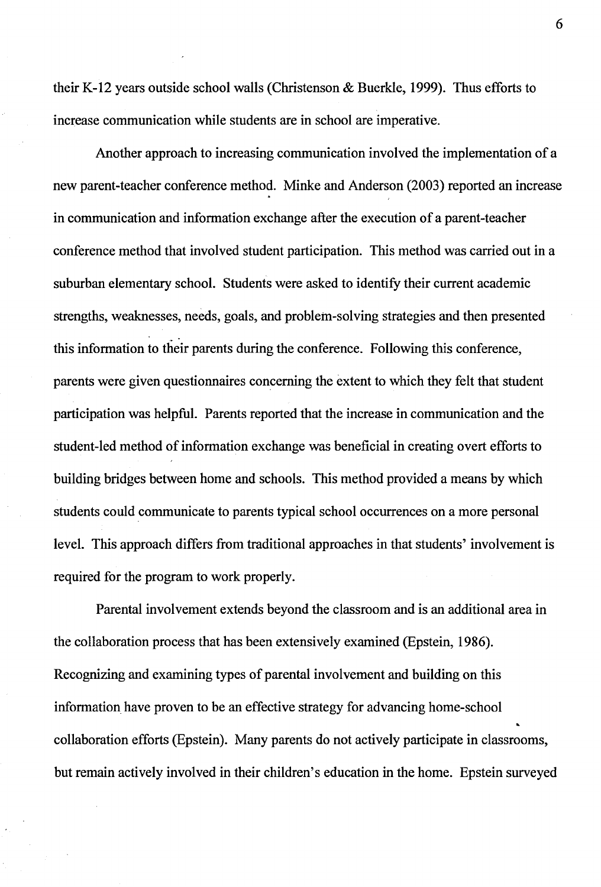their K-12 years outside school walls (Christenson & Buerkle, 1999). Thus efforts to increase communication while students are in school are imperative.

Another approach to increasing communication involved the implementation of a new parent-teacher conference method. Minke and Anderson (2003) reported an increase in communication and information exchange after the execution of a parent-teacher conference method that involved student participation. This method was carried out in a suburban elementary school. Students were asked to identify their current academic strengths, weaknesses, needs, goals, and problem-solving strategies and then presented this information to their parents during the conference. Following this conference, parents were given questionnaires concerning the extent to which they felt that student participation was helpful. Parents reported that the increase in communication and the student-led method of information exchange was beneficial in creating overt efforts to building bridges between home and schools. This method provided a means by which students could communicate to parents typical school occurrences on a more personal level. This approach differs from traditional approaches in that students' involvement is required for the program to work properly.

Parental involvement extends beyond the classroom and is an additional area in the collaboration process that has been extensively examined (Epstein, 1986). Recognizing and examining types of parental involvement and building on this information have proven to be an effective strategy for advancing home-school collaboration efforts (Epstein). Many parents do not actively participate in classrooms, but remain actively involved in their children's education in the home. Epstein surveyed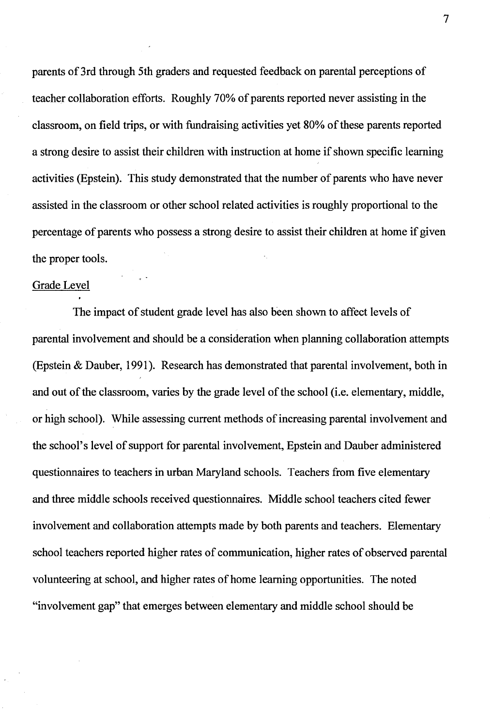parents of 3rd through 5th graders and requested feedback on parental perceptions of teacher collaboration efforts. Roughly 70% of parents reported never assisting in the classroom, on field trips, or with fundraising activities yet 80% of these parents reported a strong desire to assist their children with instruction at home if shown specific learning activities (Epstein). This study demonstrated that the number of parents who have never assisted in the classroom or other school related activities is roughly proportional to the percentage of parents who possess a strong desire to assist their children at home if given the proper tools.

## Grade Level

The impact of student grade level has also been shown to affect levels of parental involvement and should be a consideration when planning collaboration attempts (Epstein & Dauber, 1991). Research has demonstrated that parental involvement, both in and out of the classroom, varies by the grade level of the school (i.e. elementary, middle, or high school). While assessing current methods of increasing parental involvement and the school's level of support for parental involvement, Epstein and Dauber administered questionnaires to teachers in urban Maryland schools. Teachers from five elementary and three middle schools received questionnaires. Middle school teachers cited fewer involvement and collaboration attempts made by both parents and teachers. Elementary school teachers reported higher rates of communication, higher rates of observed parental volunteering at school, and higher rates of home learning opportunities. The noted "involvement gap" that emerges between elementary and middle school should be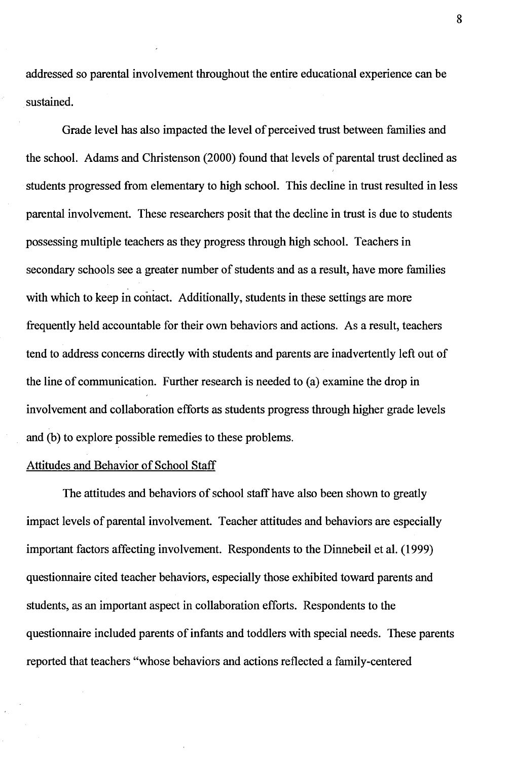addressed so parental involvement throughout the entire educational experience can be sustained.

Grade level has also impacted the level of perceived trust between families and the school. Adams and Christenson (2000) found that levels of parental trust declined as students progressed from elementary to high school. This decline in trust resulted in less parental involvement. These researchers posit that the decline in trust is due to students possessing multiple teachers as they progress through high school. Teachers in secondary schools see a greater number of students and as a result, have more families with which to keep in contact. Additionally, students in these settings are more frequently held accountable for their own behaviors and actions. As a result, teachers tend to address concerns directly with students and parents are inadvertently left out of the line of communication. Further research is needed to (a) examine the drop in involvement and collaboration efforts as students progress through higher grade levels and (b) to explore possible remedies to these problems.

### Attitudes and Behavior of School Staff

The attitudes and behaviors of school staff have also been shown to greatly impact levels of parental involvement. Teacher attitudes and behaviors are especially important factors affecting involvement. Respondents to the Dinnebeil et al. (1999) questionnaire cited teacher behaviors, especially those exhibited toward parents and students, as an important aspect in collaboration efforts. Respondents to the questionnaire included parents of infants and toddlers with special needs. These parents reported that teachers "whose behaviors and actions reflected a family-centered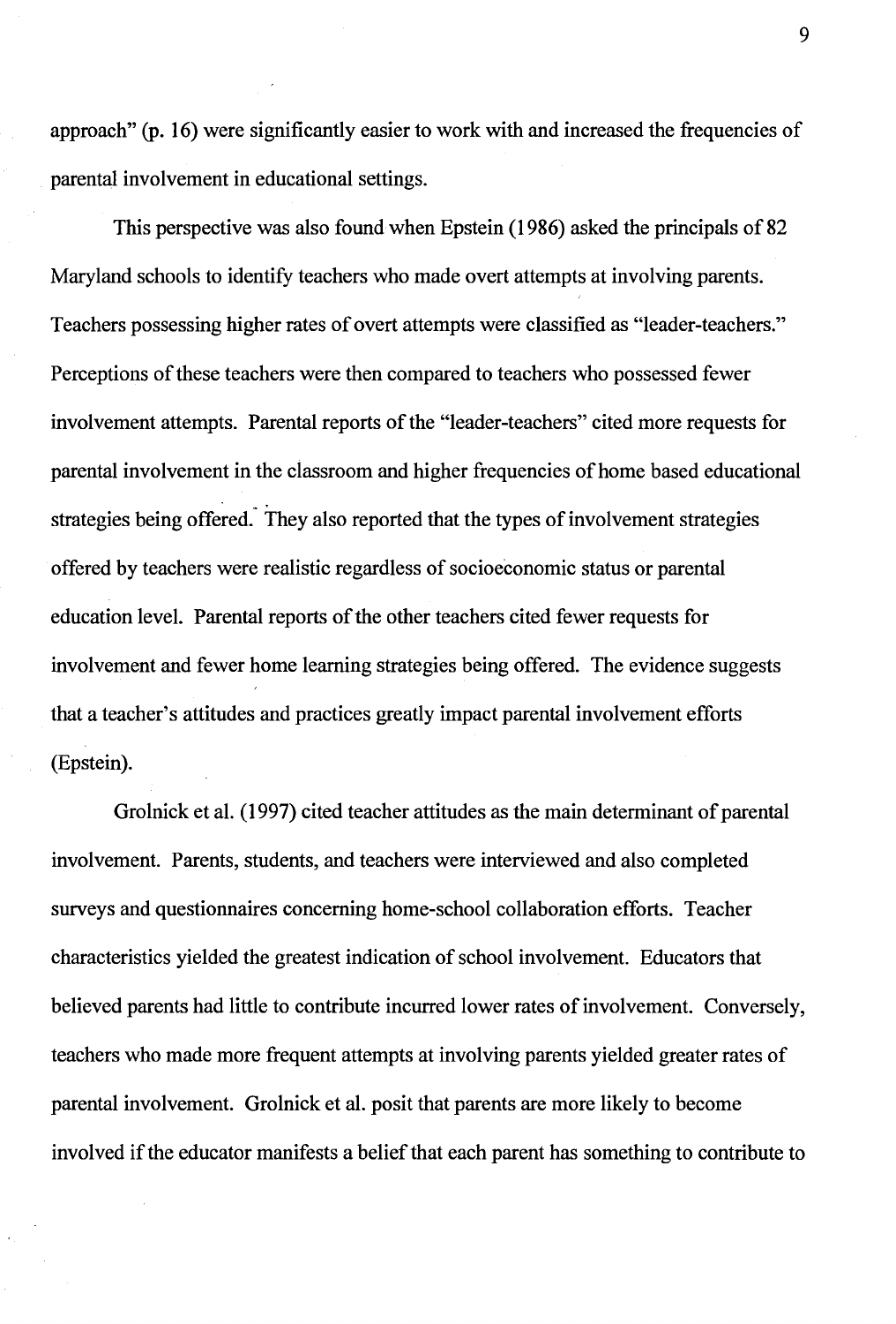approach" (p. 16) were significantly easier to work with and increased the frequencies of parental involvement in educational settings.

This perspective was also found when Epstein (1986) asked the principals of 82 Maryland schools to identify teachers who made overt attempts at involving parents. Teachers possessing higher rates of overt attempts were classified as "leader-teachers." Perceptions of these teachers were then compared to teachers who possessed fewer involvement attempts. Parental reports of the "leader-teachers" cited more requests for parental involvement in the classroom and higher frequencies of home based educational strategies being offered. They also reported that the types of involvement strategies offered by teachers were realistic regardless of socioeconomic status or parental education level. Parental reports of the other teachers cited fewer requests for involvement and fewer home learning strategies being offered. The evidence suggests that a teacher's attitudes and practices greatly impact parental involvement efforts (Epstein).

Grolnick et al. (1997) cited teacher attitudes as the main determinant of parental involvement. Parents, students, and teachers were interviewed and also completed surveys and questionnaires concerning home-school collaboration efforts. Teacher characteristics yielded the greatest indication of school involvement. Educators that believed parents had little to contribute incurred lower rates of involvement. Conversely, teachers who made more frequent attempts at involving parents yielded greater rates of parental involvement. Grolnick et al. posit that parents are more likely to become involved if the educator manifests a belief that each parent has something to contribute to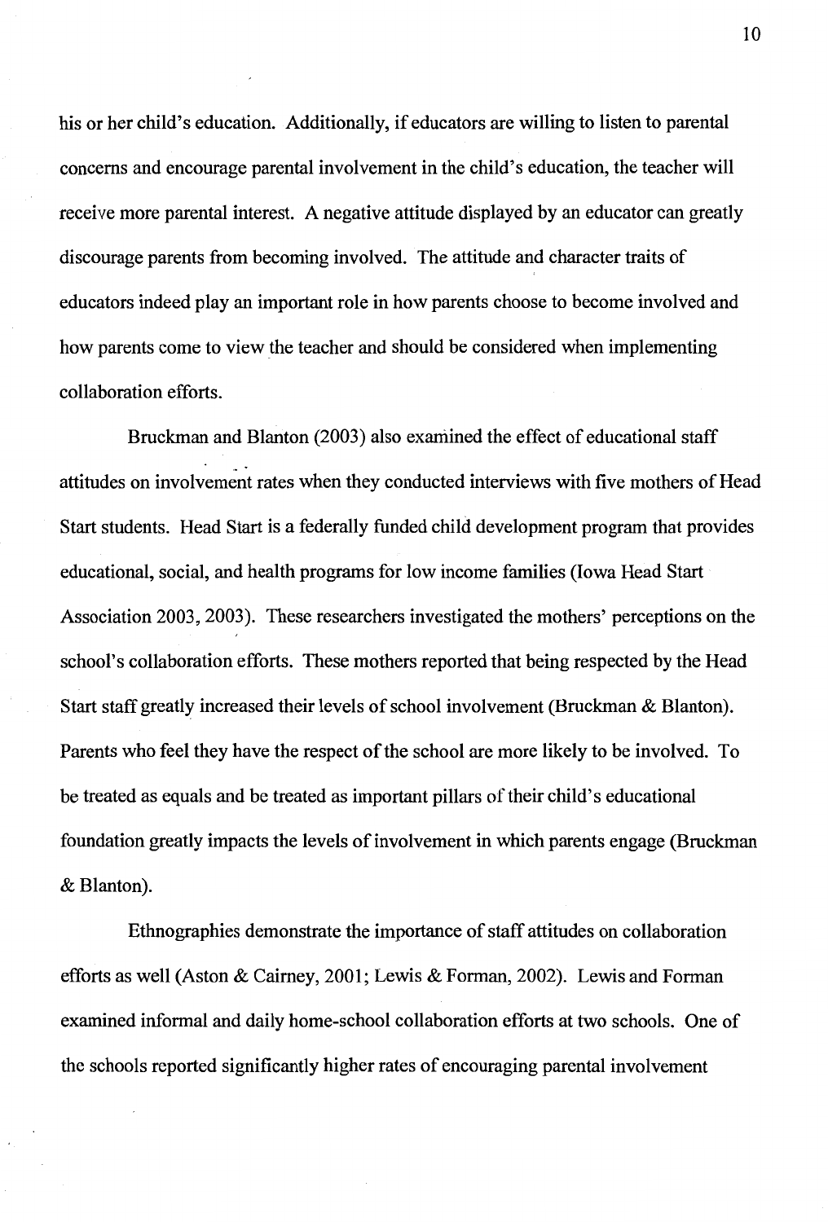his or her child's education. Additionally, if educators are willing to listen to parental concerns and encourage parental involvement in the child's education, the teacher will receive more parental interest. A negative attitude displayed by an educator can greatly discourage parents from becoming involved. The attitude and character traits of educators indeed play an important role in how parents choose to become involved and how parents come to view the teacher and should be considered when implementing collaboration efforts.

Bruckman and Blanton (2003) also examined the effect of educational staff attitudes on involvement rates when they conducted interviews with five mothers of Head Start students. Head Start is a federally funded child development program that provides educational, social, and health programs for low income families (Iowa Head Start Association 2003, 2003). These researchers investigated the mothers' perceptions on the school's collaboration efforts. These mothers reported that being respected by the Head Start staff greatly increased their levels of school involvement (Bruckman & Blanton). Parents who feel they have the respect of the school are more likely to be involved. To be treated as equals and be treated as important pillars of their child's educational foundation greatly impacts the levels of involvement in which parents engage (Bruckman & Blanton).

Ethnographies demonstrate the importance of staff attitudes on collaboration efforts as well (Aston & Cairney, 2001; Lewis & Forman, 2002). Lewis and Forman examined informal and daily home-school collaboration efforts at two schools. One of the schools reported significantly higher rates of encouraging parental involvement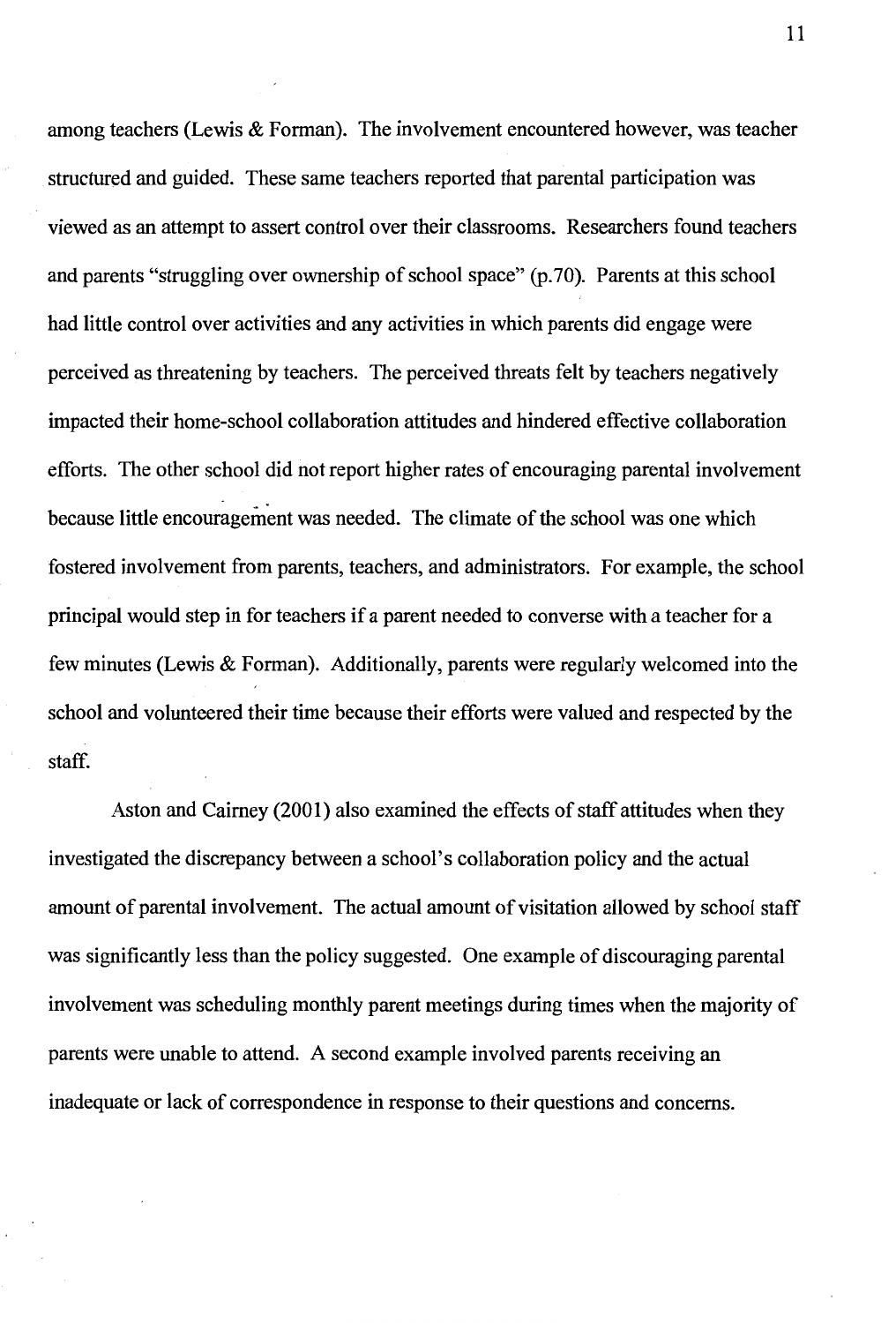among teachers (Lewis & Forman). The involvement encountered however, was teacher structured and guided. These same teachers reported that parental participation was viewed as an attempt to assert control over their classrooms. Researchers found teachers and parents "struggling over ownership of school space" (p.70). Parents at this school had little control over activities and any activities in which parents did engage were perceived as threatening by teachers. The perceived threats felt by teachers negatively impacted their home-school collaboration attitudes and hindered effective collaboration efforts. The other school did not report higher rates of encouraging parental involvement because little encouragement was needed. The climate of the school was one which fostered involvement from parents, teachers, and administrators. For example, the school principal would step in for teachers if a parent needed to converse with a teacher for a few minutes (Lewis & Forman). Additionally, parents were regularly welcomed into the school and volunteered their time because their efforts were valued and respected by the staff.

Aston and Cairney (2001) also examined the effects of staff attitudes when they investigated the discrepancy between a school's collaboration policy and the actual amount of parental involvement. The actual amount of visitation allowed by school staff was significantly less than the policy suggested. One example of discouraging parental involvement was scheduling monthly parent meetings during times when the majority of parents were unable to attend. A second example involved parents receiving an inadequate or lack of correspondence in response to their questions and concerns.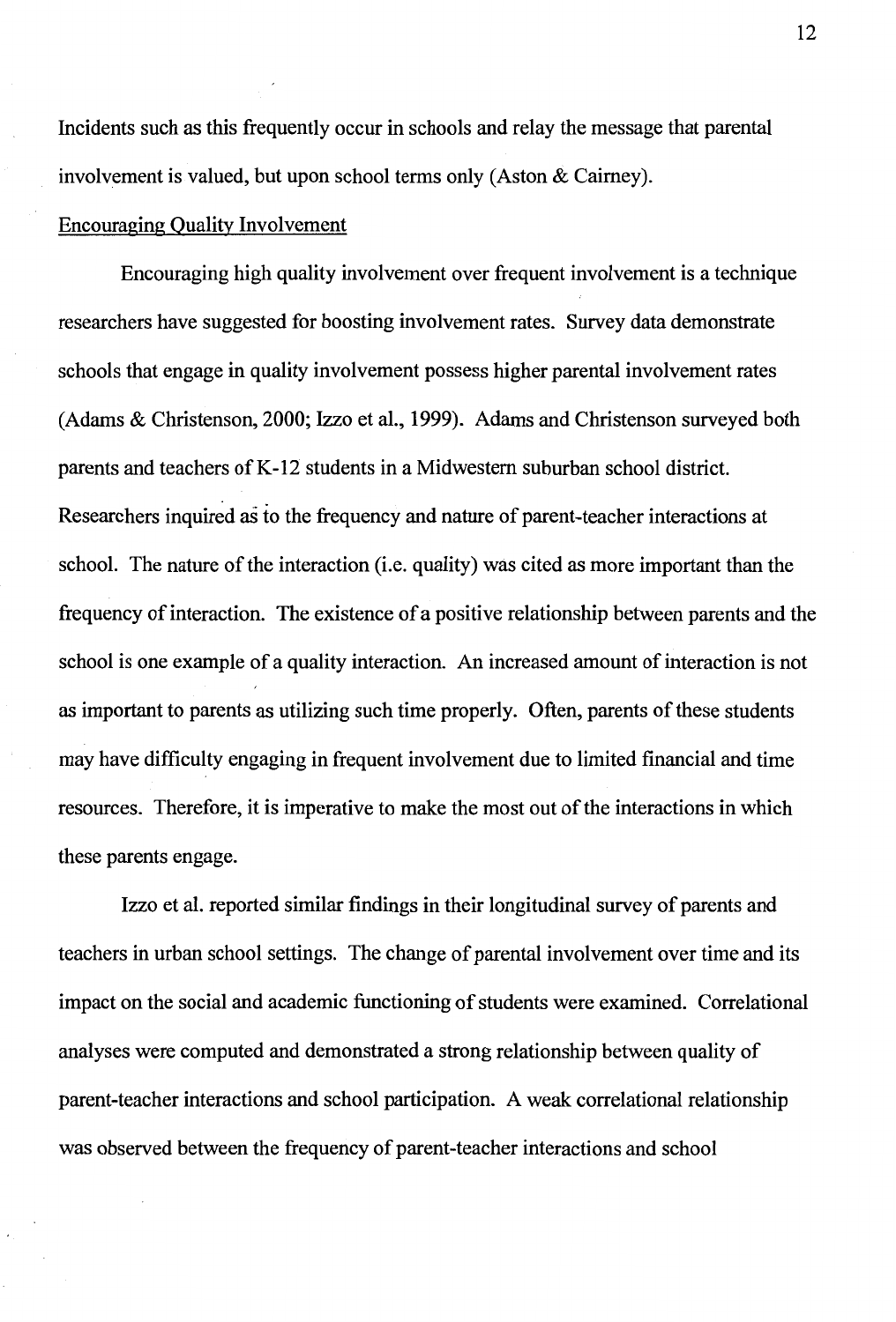Incidents such as this frequently occur in schools and relay the message that parental involvement is valued, but upon school terms only (Aston & Cairney).

Encouraging Quality Involvement

Encouraging high quality involvement over frequent involvement is a technique researchers have suggested for boosting involvement rates. Survey data demonstrate schools that engage in quality involvement possess higher parental involvement rates (Adams & Christenson, 2000; Izzo et al., 1999). Adams and Christenson surveyed both parents and teachers of K-12 students in a Midwestern suburban school district. Researchers inquired as to the frequency and nature of parent-teacher interactions at school. The nature of the interaction (i.e. quality) was cited as more important than the frequency of interaction. The existence of a positive relationship between parents and the school is one example of a quality interaction. An increased amount of interaction is not as important to parents as utilizing such time properly. Often, parents of these students may have difficulty engaging in frequent involvement due to limited financial and time resources. Therefore, it is imperative to make the most out of the interactions in which these parents engage.

Izzo et al. reported similar findings in their longitudinal survey of parents and teachers in urban school settings. The change of parental involvement over time and its impact on the social and academic functioning of students were examined. Correlational analyses were computed and demonstrated a strong relationship between quality of parent-teacher interactions and school participation. A weak correlational relationship was observed between the frequency of parent-teacher interactions and school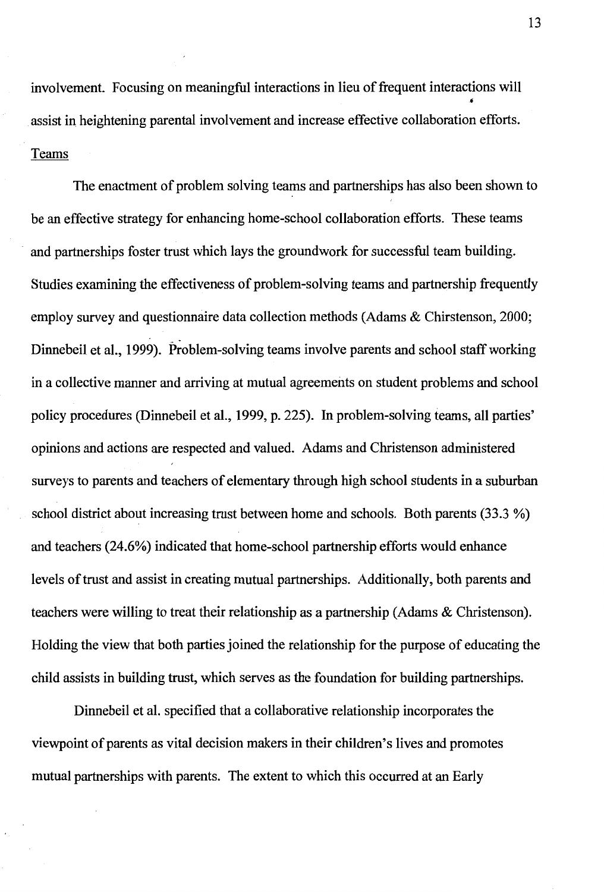involvement. Focusing on meaningful interactions in lieu of frequent interactions will assist in heightening parental involvement and increase effective collaboration efforts.

## Teams

The enactment of problem solving teams and partnerships has also been shown to be an effective strategy for enhancing home-school collaboration efforts. These teams and partnerships foster trust which lays the groundwork for successful team building. Studies examining the effectiveness of problem-solving teams and partnership frequently employ survey and questionnaire data collection methods (Adams & Chirstenson, 2000; Dinnebeil et al., 1999). Problem-solving teams involve parents and school staff working in a collective manner and arriving at mutual agreements on student problems and school policy procedures (Dinnebeil et al., 1999, p. 225). In problem-solving teams, all parties' opinions and actions are respected and valued. Adams and Christenson administered surveys to parents and teachers of elementary through high school students in a suburban school district about increasing trust between home and schools. Both parents (33.3 %) and teachers (24.6%) indicated that home-school partnership efforts would enhance levels of trust and assist in creating mutual partnerships. Additionally, both parents and teachers were willing to treat their relationship as a partnership (Adams & Christenson). Holding the view that both parties joined the relationship for the purpose of educating the child assists in building trust, which serves as the foundation for building partnerships.

Dinnebeil et al. specified that a collaborative relationship incorporates the viewpoint of parents as vital decision makers in their children's lives and promotes mutual partnerships with parents. The extent to which this occurred at an Early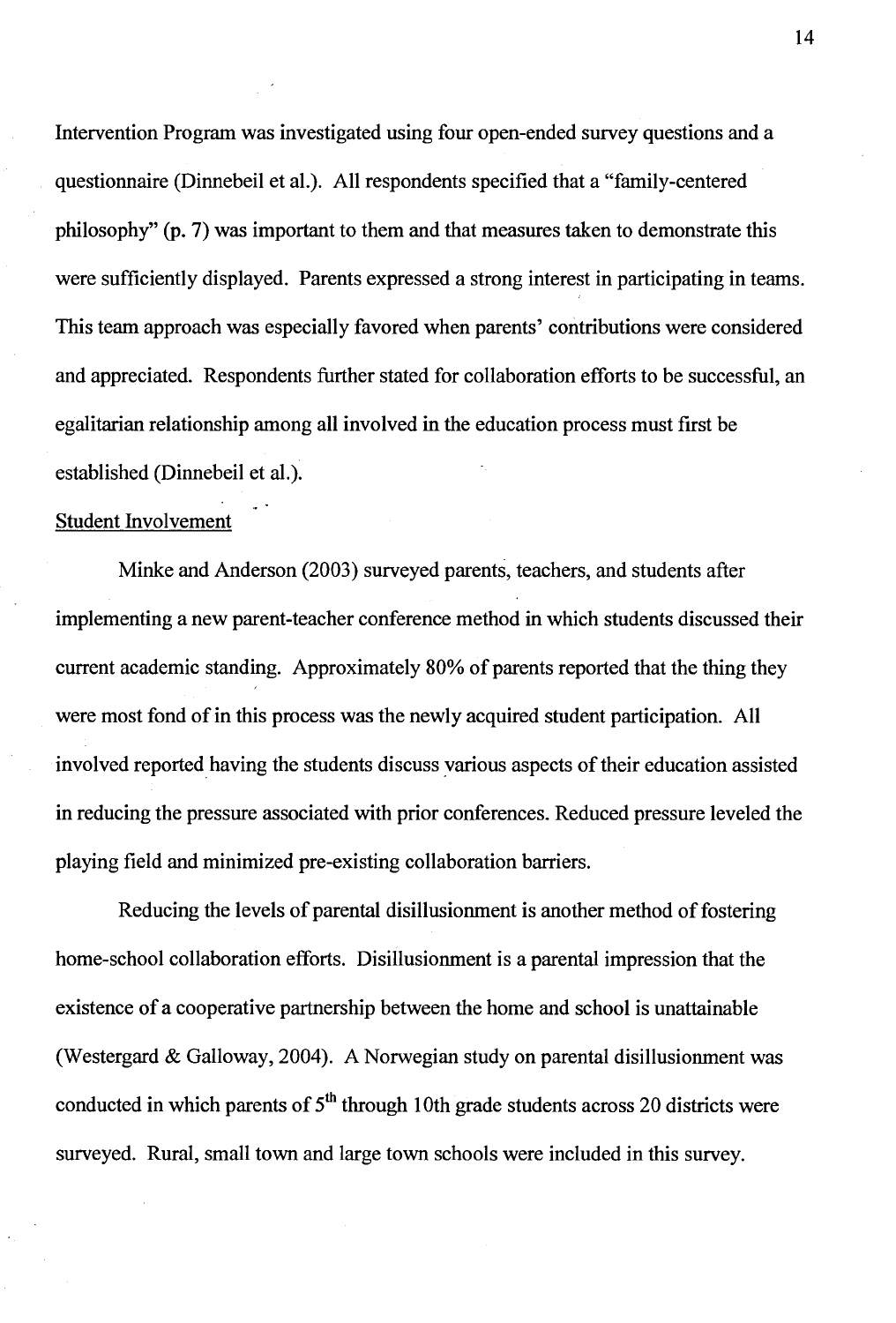Intervention Program was investigated using four open-ended survey questions and a questionnaire (Dinnebeil et al.). All respondents specified that a "family-centered philosophy" (p. 7) was important to them and that measures taken to demonstrate this were sufficiently displayed. Parents expressed a strong interest in participating in teams. This team approach was especially favored when parents' contributions were considered and appreciated. Respondents further stated for collaboration efforts to be successful, an egalitarian relationship among all involved in the education process must first be established (Dinnebeil et al.).

## Student Involvement

Minke and Anderson (2003) surveyed parents, teachers, and students after implementing a new parent-teacher conference method in which students discussed their current academic standing. Approximately 80% of parents reported that the thing they were most fond of in this process was the newly acquired student participation. All involved reported having the students discuss various aspects of their education assisted in reducing the pressure associated with prior conferences. Reduced pressure leveled the playing field and minimized pre-existing collaboration barriers.

Reducing the levels of parental disillusionment is another method of fostering home-school collaboration efforts. Disillusionment is a parental impression that the existence of a cooperative partnership between the home and school is unattainable (Westergard & Galloway, 2004). A Norwegian study on parental disillusionment was conducted in which parents of 5th through 10th grade students across 20 districts were surveyed. Rural, small town and large town schools were included in this survey.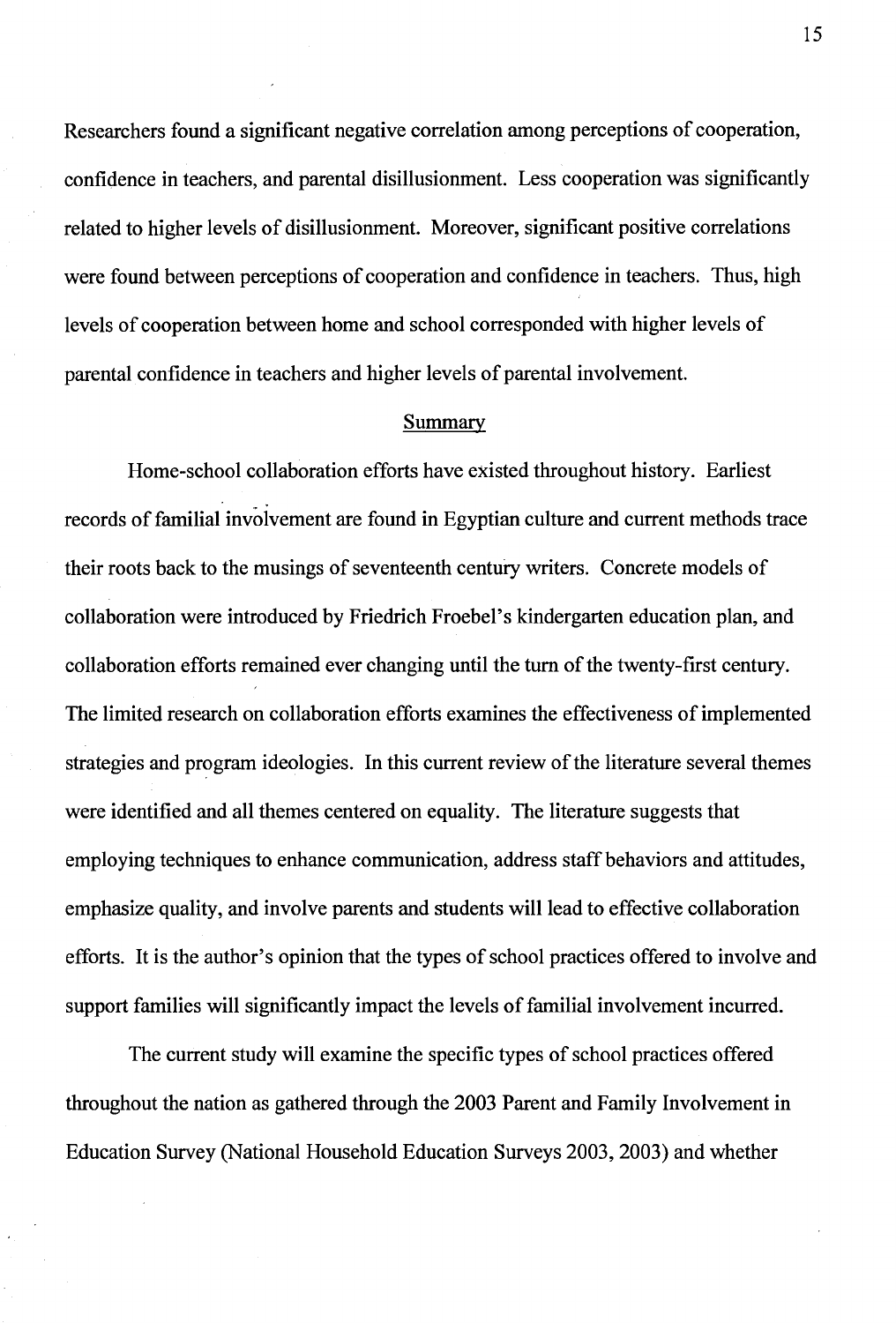Researchers found a significant negative correlation among perceptions of cooperation, confidence in teachers, and parental disillusionment. Less cooperation was significantly related to higher levels of disillusionment. Moreover, significant positive correlations were found between perceptions of cooperation and confidence in teachers. Thus, high levels of cooperation between home and school corresponded with higher levels of parental confidence in teachers and higher levels of parental involvement.

## Summary

Home-school collaboration efforts have existed throughout history. Earliest records of familial involvement are found in Egyptian culture and current methods trace their roots back to the musings of seventeenth century writers. Concrete models of collaboration were introduced by Friedrich Froebel's kindergarten education plan, and collaboration efforts remained ever changing until the turn of the twenty-first century. The limited research on collaboration efforts examines the effectiveness of implemented strategies and program ideologies. In this current review of the literature several themes were identified and all themes centered on equality. The literature suggests that employing techniques to enhance communication, address staff behaviors and attitudes, emphasize quality, and involve parents and students will lead to effective collaboration efforts. It is the author's opinion that the types of school practices offered to involve and support families will significantly impact the levels of familial involvement incurred.

The current study will examine the specific types of school practices offered throughout the nation as gathered through the 2003 Parent and Family Involvement in Education Survey (National Household Education Surveys 2003, 2003) and whether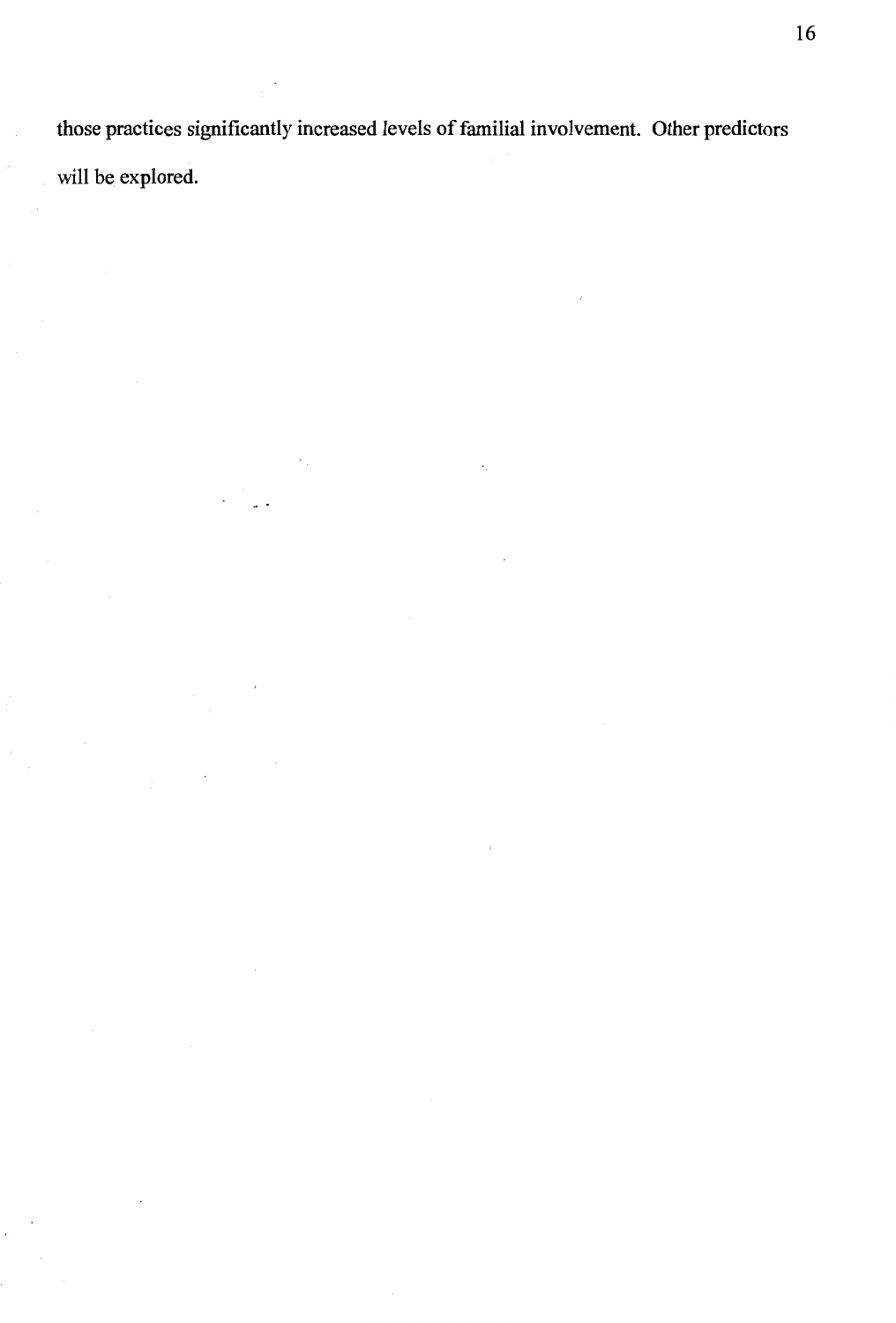those practices significantly increased levels of familial involvement. Other predictors will be explored.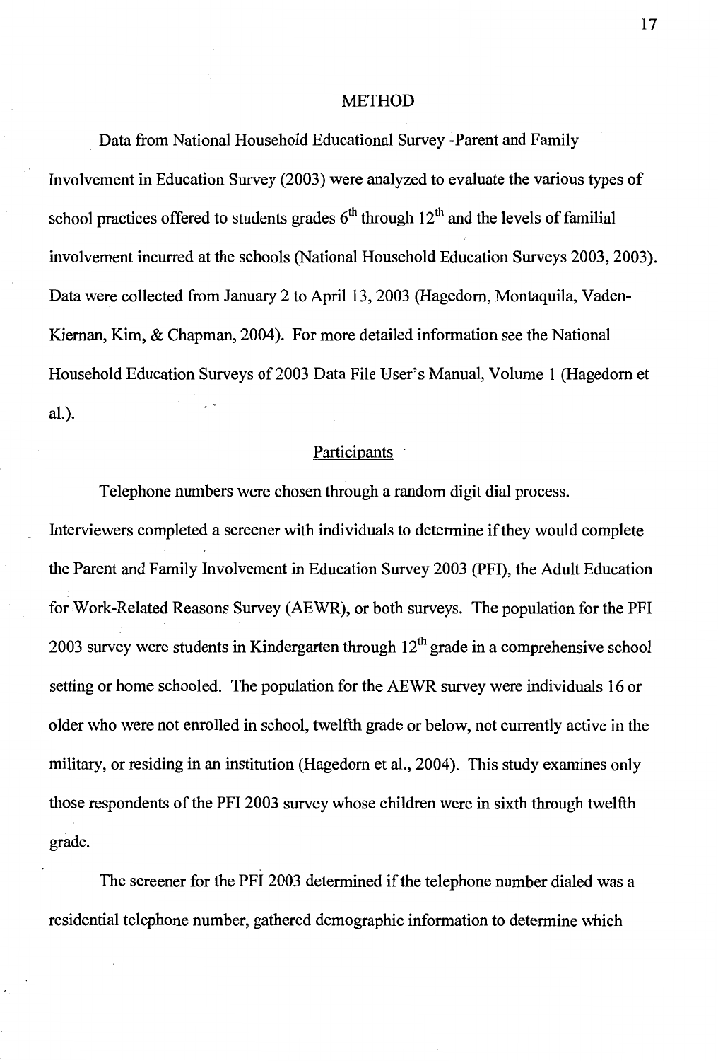# METHOD

Data from National Household Educational Survey -Parent and Family Involvement in Education Survey (2003) were analyzed to evaluate the various types of school practices offered to students grades 6th through 12th and the levels of familial involvement incurred at the schools (National Household Education Surveys 2003, 2003). Data were collected from January 2 to April 13, 2003 (Hagedorn, Montaquila, Vaden-Kiernan, Kim, & Chapman, 2004). For more detailed information see the National Household Education Surveys of 2003 Data File User's Manual, Volume 1 (Hagedorn et al.).

## Participants

Telephone numbers were chosen through a random digit dial process. Interviewers completed a screener with individuals to determine if they would complete the Parent and Family Involvement in Education Survey 2003 (PFI), the Adult Education for Work-Related Reasons Survey (AEWR), or both surveys. The population for the PFI 2003 survey were students in Kindergarten through 12th grade in a comprehensive school setting or home schooled. The population for the AEWR survey were individuals 16 or older who were not enrolled in school, twelfth grade or below, not currently active in the military, or residing in an institution (Hagedorn et al., 2004). This study examines only those respondents of the PFI 2003 survey whose children were in sixth through twelfth grade.

The screener for the PFI 2003 determined if the telephone number dialed was a residential telephone number, gathered demographic information to determine which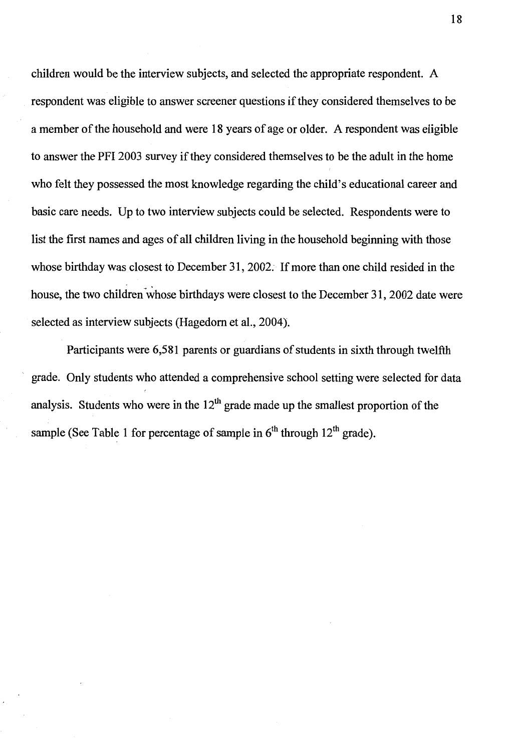children would be the interview subjects, and selected the appropriate respondent. A respondent was eligible to answer screener questions if they considered themselves to be a member of the household and were 18 years of age or older. A respondent was eligible to answer the PFI 2003 survey if they considered themselves to be the adult in the home who felt they possessed the most knowledge regarding the child's educational career and basic care needs. Up to two interview subjects could be selected. Respondents were to list the first names and ages of all children living in the household beginning with those whose birthday was closest to December 31, 2002. If more than one child resided in the house, the two children whose birthdays were closest to the December 31, 2002 date were selected as interview subjects (Hagedorn et al., 2004).

Participants were 6,581 parents or guardians of students in sixth through twelfth grade. Only students who attended a comprehensive school setting were selected for data analysis. Students who were in the 12th grade made up the smallest proportion of the sample (See Table 1 for percentage of sample in 6th through 12th grade).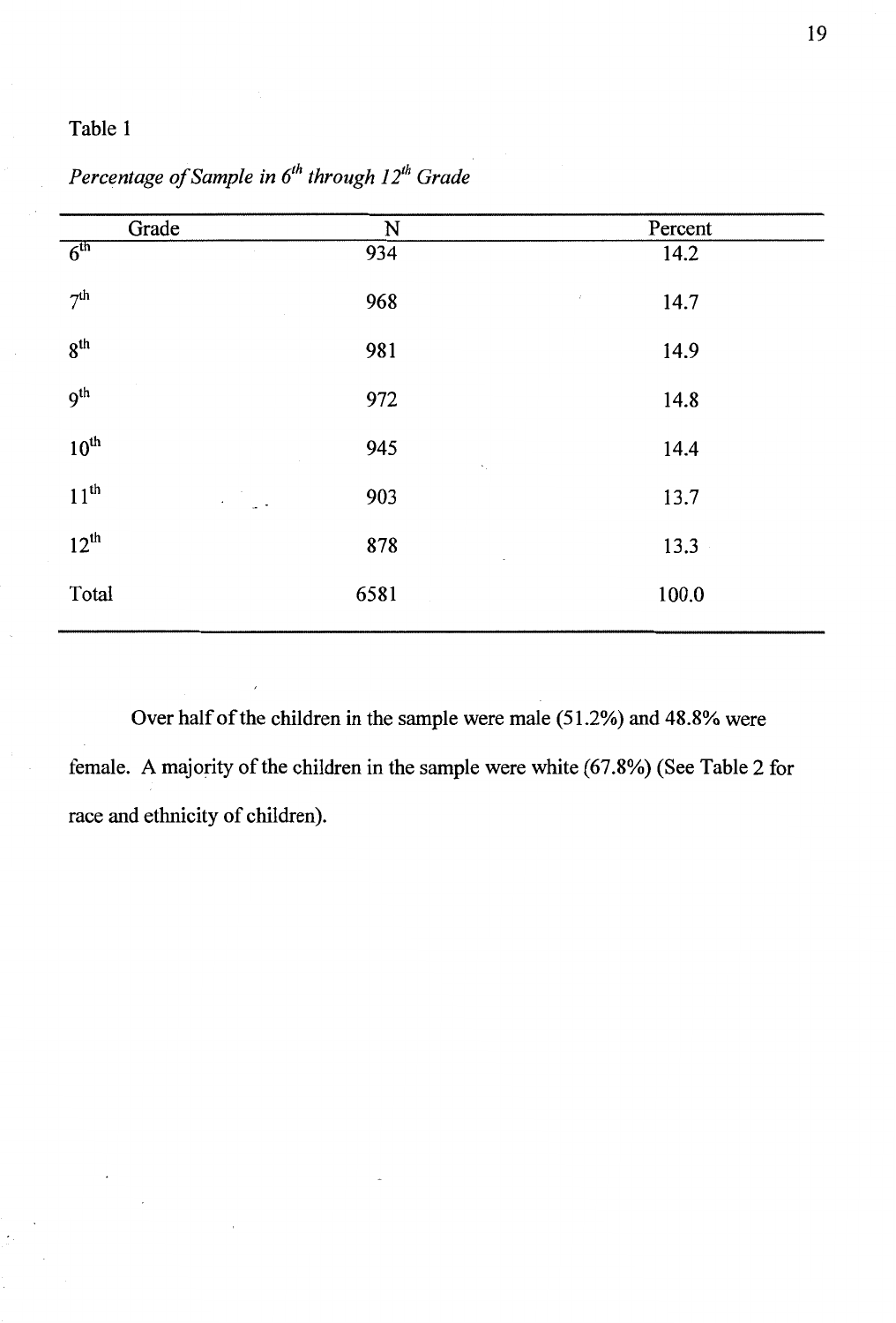Table 1

*Percentage of Sample in 6th through 12th Grade*

| Grade | N | Percent |
|---|---|---|
| 6th | 934 | 14.2 |
| 7th | 968 | 14.7 |
| 8th | 981 | 14.9 |
| 9th | 972 | 14.8 |
| 10th | 945 | 14.4 |
| 11th | 903 | 13.7 |
| 12th | 878 | 13.3 |
| Total | 6581 | 100.0 |

Over half of the children in the sample were male (51.2%) and 48.8% were female. A majority of the children in the sample were white (67.8%) (See Table 2 for race and ethnicity of children).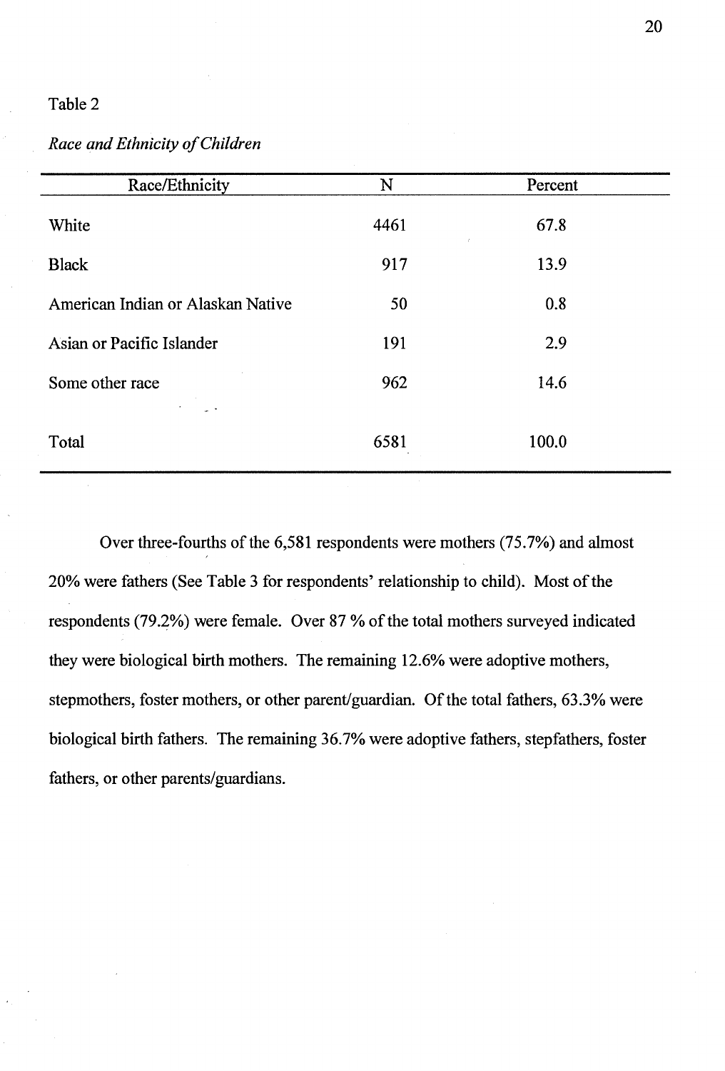Table 2

*Race and Ethnicity of Children*

| Race/Ethnicity | N | Percent |
|---|---|---|
| White | 4461 | 67.8 |
| Black | 917 | 13.9 |
| American Indian or Alaskan Native | 50 | 0.8 |
| Asian or Pacific Islander | 191 | 2.9 |
| Some other race | 962 | 14.6 |
| Total | 6581 | 100.0 |

Over three-fourths of the 6,581 respondents were mothers (75.7%) and almost 20% were fathers (See Table 3 for respondents' relationship to child). Most of the respondents (79.2%) were female. Over 87 % of the total mothers surveyed indicated they were biological birth mothers. The remaining 12.6% were adoptive mothers, stepmothers, foster mothers, or other parent/guardian. Of the total fathers, 63.3% were biological birth fathers. The remaining 36.7% were adoptive fathers, stepfathers, foster fathers, or other parents/guardians.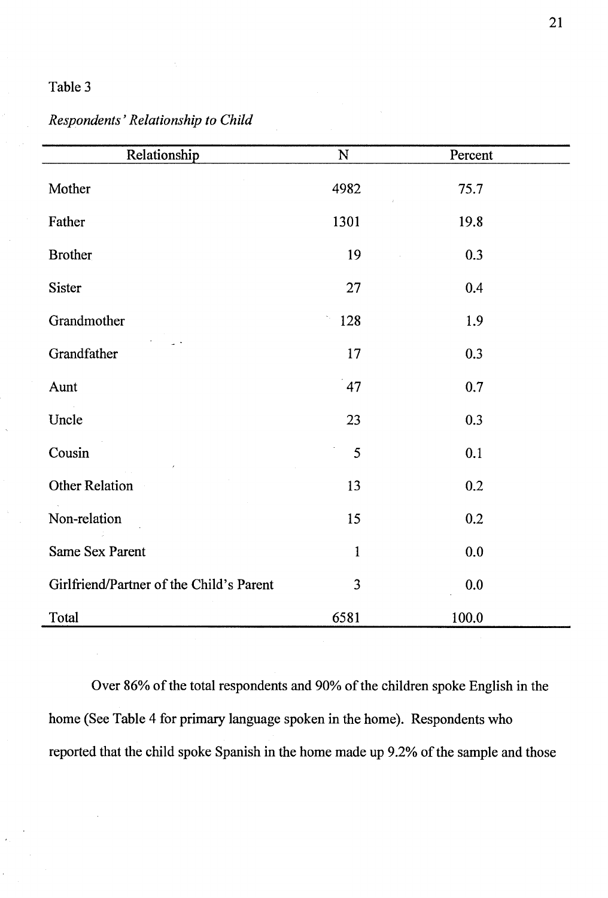Table 3

*Respondents' Relationship to Child*

| Relationship | N | Percent |
|---|---|---|
| Mother | 4982 | 75.7 |
| Father | 1301 | 19.8 |
| Brother | 19 | 0.3 |
| Sister | 27 | 0.4 |
| Grandmother | 128 | 1.9 |
| Grandfather | 17 | 0.3 |
| Aunt | 47 | 0.7 |
| Uncle | 23 | 0.3 |
| Cousin | 5 | 0.1 |
| Other Relation | 13 | 0.2 |
| Non-relation | 15 | 0.2 |
| Same Sex Parent | 1 | 0.0 |
| Girlfriend/Partner of the Child's Parent | 3 | 0.0 |
| Total | 6581 | 100.0 |

Over 86% of the total respondents and 90% of the children spoke English in the home (See Table 4 for primary language spoken in the home). Respondents who reported that the child spoke Spanish in the home made up 9.2% of the sample and those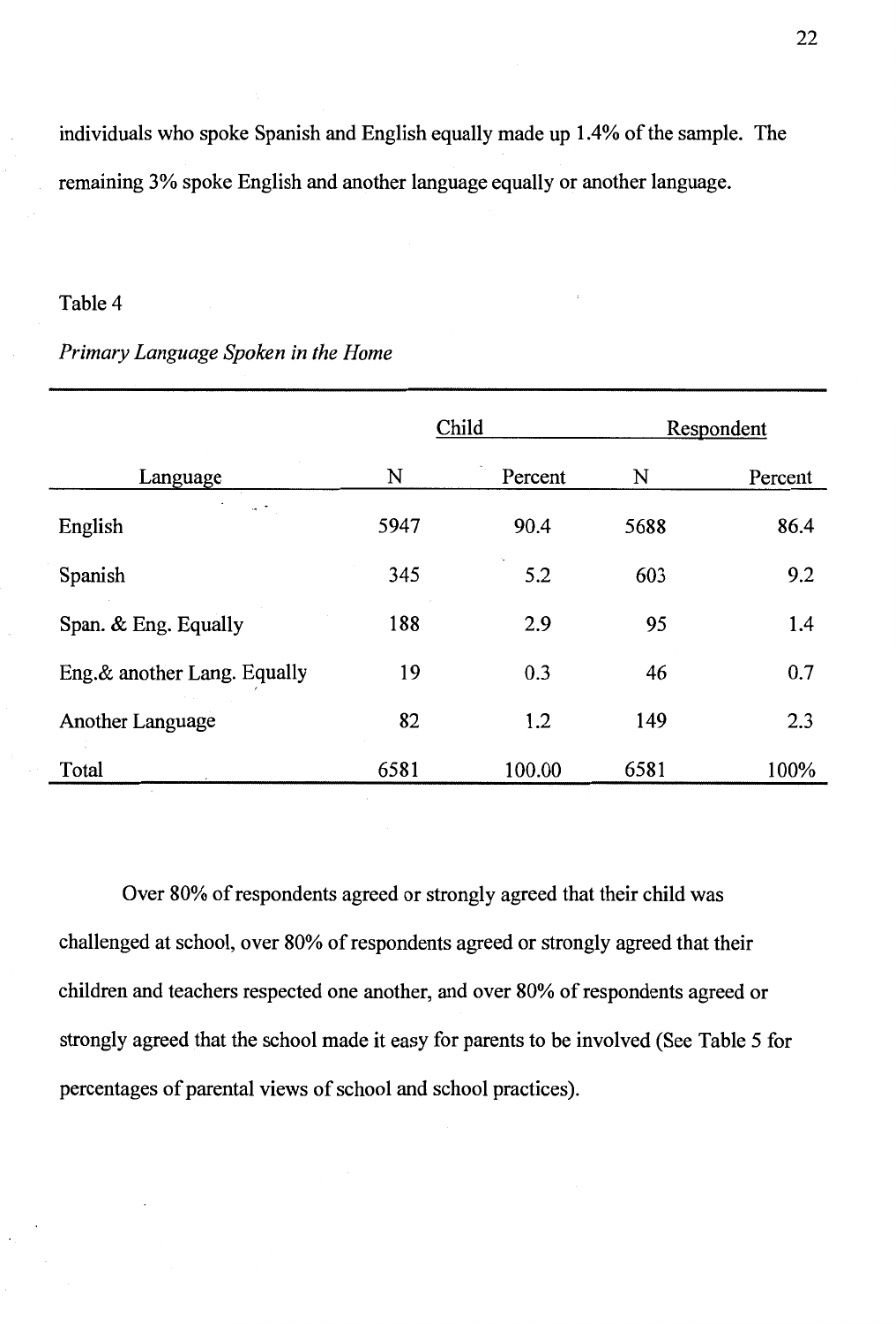individuals who spoke Spanish and English equally made up 1.4% of the sample. The remaining 3% spoke English and another language equally or another language.

Table 4

*Primary Language Spoken in the Home*

| | Child | | Respondent | |
|---|---|---|---|---|
| Language | N | Percent | N | Percent |
| English | 5947 | 90.4 | 5688 | 86.4 |
| Spanish | 345 | 5.2 | 603 | 9.2 |
| Span. & Eng. Equally | 188 | 2.9 | 95 | 1.4 |
| Eng.& another Lang. Equally | 19 | 0.3 | 46 | 0.7 |
| Another Language | 82 | 1.2 | 149 | 2.3 |
| Total | 6581 | 100.00 | 6581 | 100% |

Over 80% of respondents agreed or strongly agreed that their child was challenged at school, over 80% of respondents agreed or strongly agreed that their children and teachers respected one another, and over 80% of respondents agreed or strongly agreed that the school made it easy for parents to be involved (See Table 5 for percentages of parental views of school and school practices).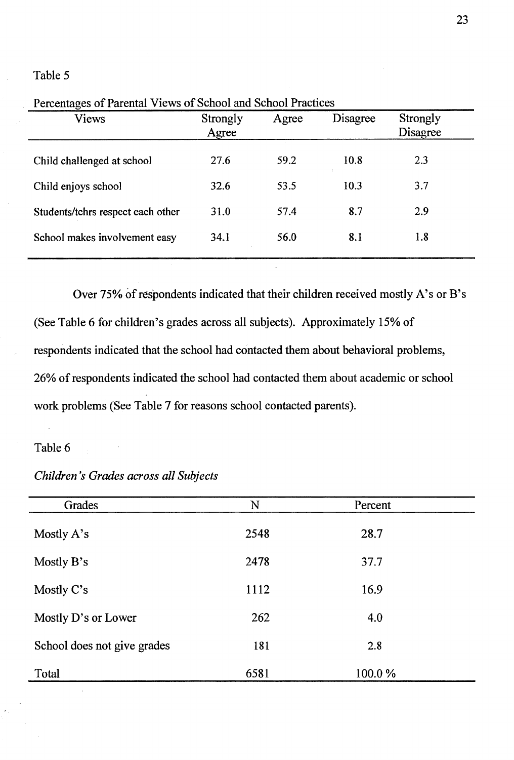Table 5

Percentages of Parental Views of School and School Practices

| Views | Strongly Agree | Agree | Disagree | Strongly Disagree |
|---|---|---|---|---|
| Child challenged at school | 27.6 | 59.2 | 10.8 | 2.3 |
| Child enjoys school | 32.6 | 53.5 | 10.3 | 3.7 |
| Students/tchrs respect each other | 31.0 | 57.4 | 8.7 | 2.9 |
| School makes involvement easy | 34.1 | 56.0 | 8.1 | 1.8 |

Over 75% of respondents indicated that their children received mostly A's or B's (See Table 6 for children's grades across all subjects). Approximately 15% of respondents indicated that the school had contacted them about behavioral problems, 26% of respondents indicated the school had contacted them about academic or school work problems (See Table 7 for reasons school contacted parents).

Table 6

*Children's Grades across all Subjects*

| Grades | N | Percent |
|---|---|---|
| Mostly A's | 2548 | 28.7 |
| Mostly B's | 2478 | 37.7 |
| Mostly C's | 1112 | 16.9 |
| Mostly D's or Lower | 262 | 4.0 |
| School does not give grades | 181 | 2.8 |
| Total | 6581 | 100.0 % |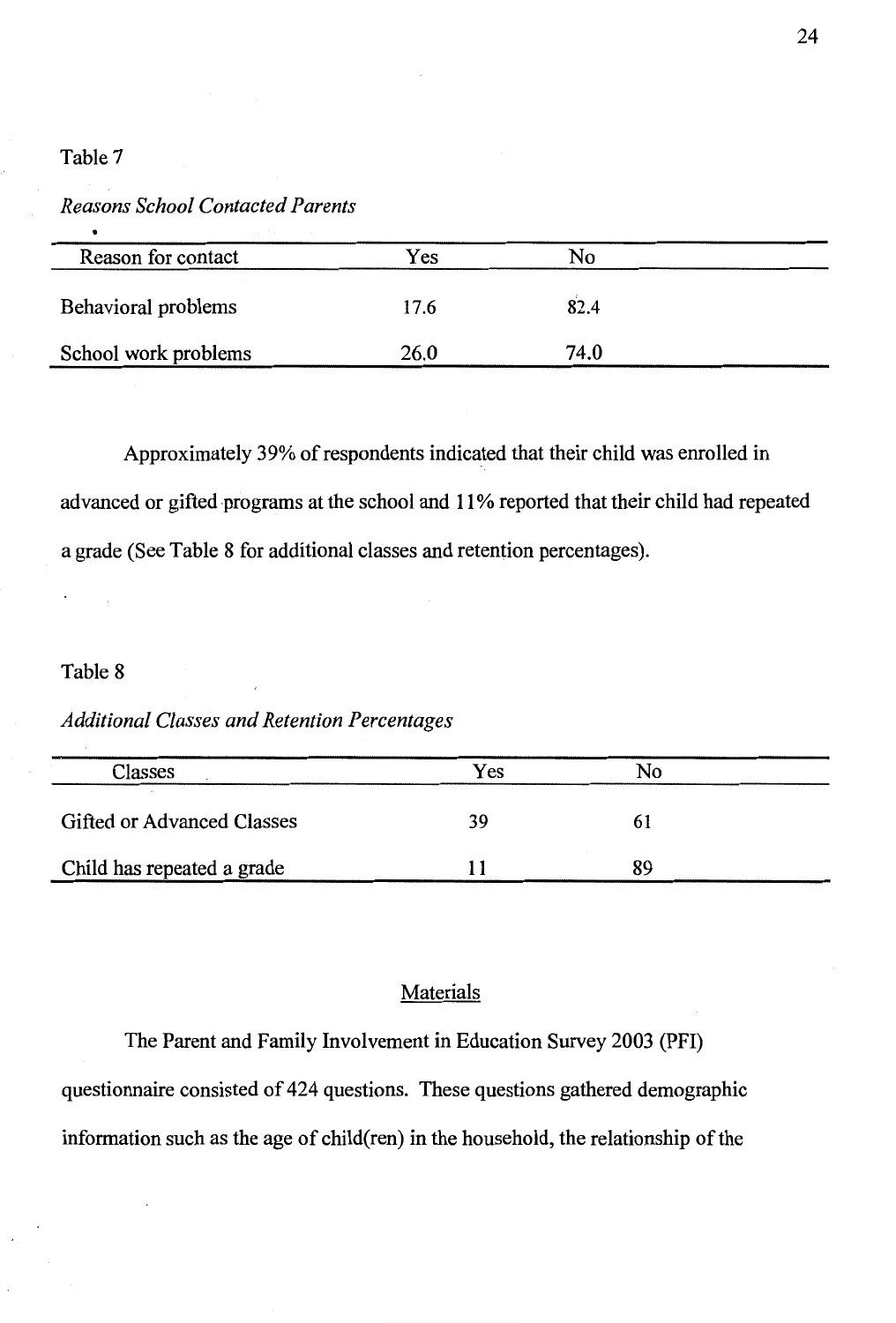Table 7

*Reasons School Contacted Parents*

| Reason for contact | Yes | No |
|---|---|---|
| Behavioral problems | 17.6 | 82.4 |
| School work problems | 26.0 | 74.0 |

Approximately 39% of respondents indicated that their child was enrolled in advanced or gifted programs at the school and 11% reported that their child had repeated a grade (See Table 8 for additional classes and retention percentages).

Table 8

*Additional Classes and Retention Percentages*

| Classes | Yes | No |
|---|---|---|
| Gifted or Advanced Classes | 39 | 61 |
| Child has repeated a grade | 11 | 89 |

## Materials

The Parent and Family Involvement in Education Survey 2003 (PFI) questionnaire consisted of 424 questions. These questions gathered demographic information such as the age of child(ren) in the household, the relationship of the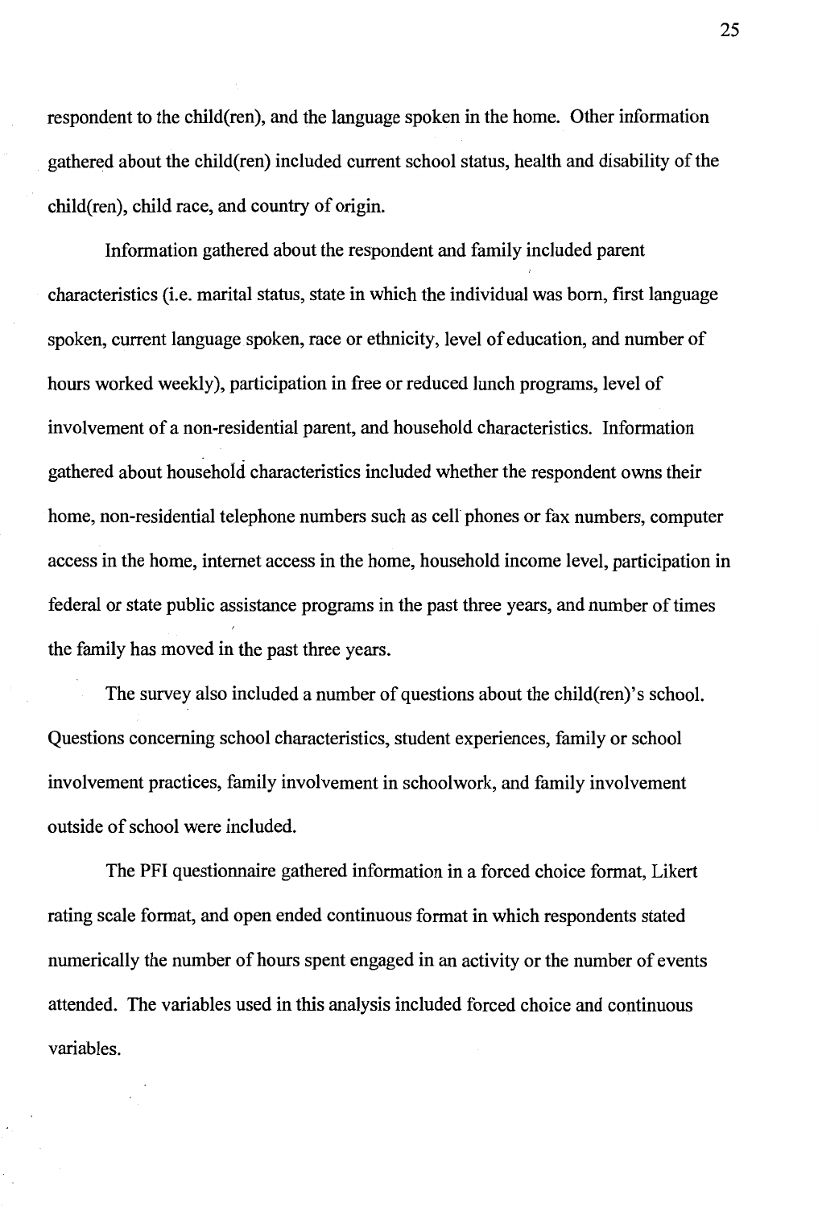respondent to the child(ren), and the language spoken in the home. Other information gathered about the child(ren) included current school status, health and disability of the child(ren), child race, and country of origin.

Information gathered about the respondent and family included parent characteristics (i.e. marital status, state in which the individual was born, first language spoken, current language spoken, race or ethnicity, level of education, and number of hours worked weekly), participation in free or reduced lunch programs, level of involvement of a non-residential parent, and household characteristics. Information gathered about household characteristics included whether the respondent owns their home, non-residential telephone numbers such as cell phones or fax numbers, computer access in the home, internet access in the home, household income level, participation in federal or state public assistance programs in the past three years, and number of times the family has moved in the past three years.

The survey also included a number of questions about the child(ren)'s school. Questions concerning school characteristics, student experiences, family or school involvement practices, family involvement in schoolwork, and family involvement outside of school were included.

The PFI questionnaire gathered information in a forced choice format, Likert rating scale format, and open ended continuous format in which respondents stated numerically the number of hours spent engaged in an activity or the number of events attended. The variables used in this analysis included forced choice and continuous variables.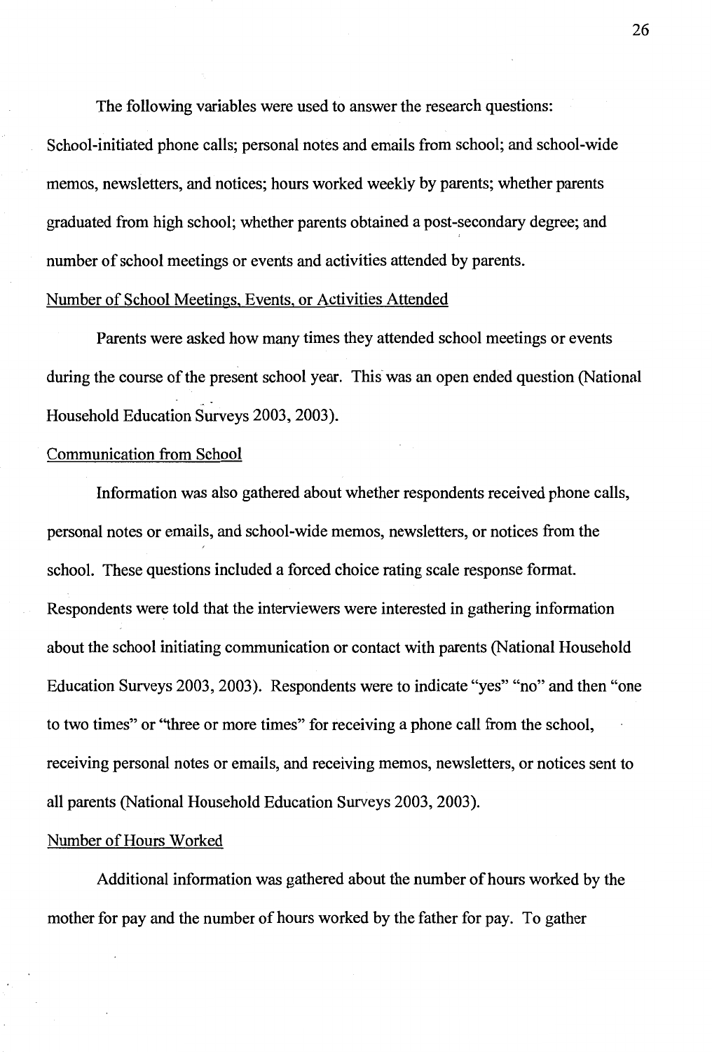The following variables were used to answer the research questions: School-initiated phone calls; personal notes and emails from school; and school-wide memos, newsletters, and notices; hours worked weekly by parents; whether parents graduated from high school; whether parents obtained a post-secondary degree; and number of school meetings or events and activities attended by parents.

### Number of School Meetings, Events, or Activities Attended

Parents were asked how many times they attended school meetings or events during the course of the present school year. This was an open ended question (National Household Education Surveys 2003, 2003).

### Communication from School

Information was also gathered about whether respondents received phone calls, personal notes or emails, and school-wide memos, newsletters, or notices from the school. These questions included a forced choice rating scale response format. Respondents were told that the interviewers were interested in gathering information about the school initiating communication or contact with parents (National Household Education Surveys 2003, 2003). Respondents were to indicate "yes" "no" and then "one to two times" or "three or more times" for receiving a phone call from the school, receiving personal notes or emails, and receiving memos, newsletters, or notices sent to all parents (National Household Education Surveys 2003, 2003).

### Number of Hours Worked

Additional information was gathered about the number of hours worked by the mother for pay and the number of hours worked by the father for pay. To gather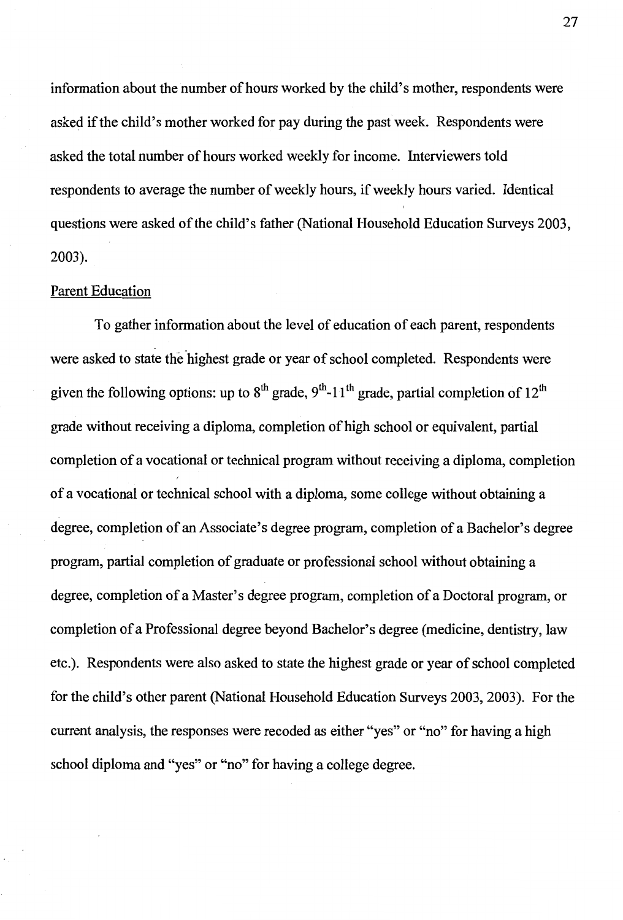information about the number of hours worked by the child's mother, respondents were asked if the child's mother worked for pay during the past week. Respondents were asked the total number of hours worked weekly for income. Interviewers told respondents to average the number of weekly hours, if weekly hours varied. Identical questions were asked of the child's father (National Household Education Surveys 2003, 2003).

## Parent Education

To gather information about the level of education of each parent, respondents were asked to state the highest grade or year of school completed. Respondents were given the following options: up to 8th grade, 9th-11th grade, partial completion of 12th grade without receiving a diploma, completion of high school or equivalent, partial completion of a vocational or technical program without receiving a diploma, completion of a vocational or technical school with a diploma, some college without obtaining a degree, completion of an Associate's degree program, completion of a Bachelor's degree program, partial completion of graduate or professional school without obtaining a degree, completion of a Master's degree program, completion of a Doctoral program, or completion of a Professional degree beyond Bachelor's degree (medicine, dentistry, law etc.). Respondents were also asked to state the highest grade or year of school completed for the child's other parent (National Household Education Surveys 2003, 2003). For the current analysis, the responses were recoded as either "yes" or "no" for having a high school diploma and "yes" or "no" for having a college degree.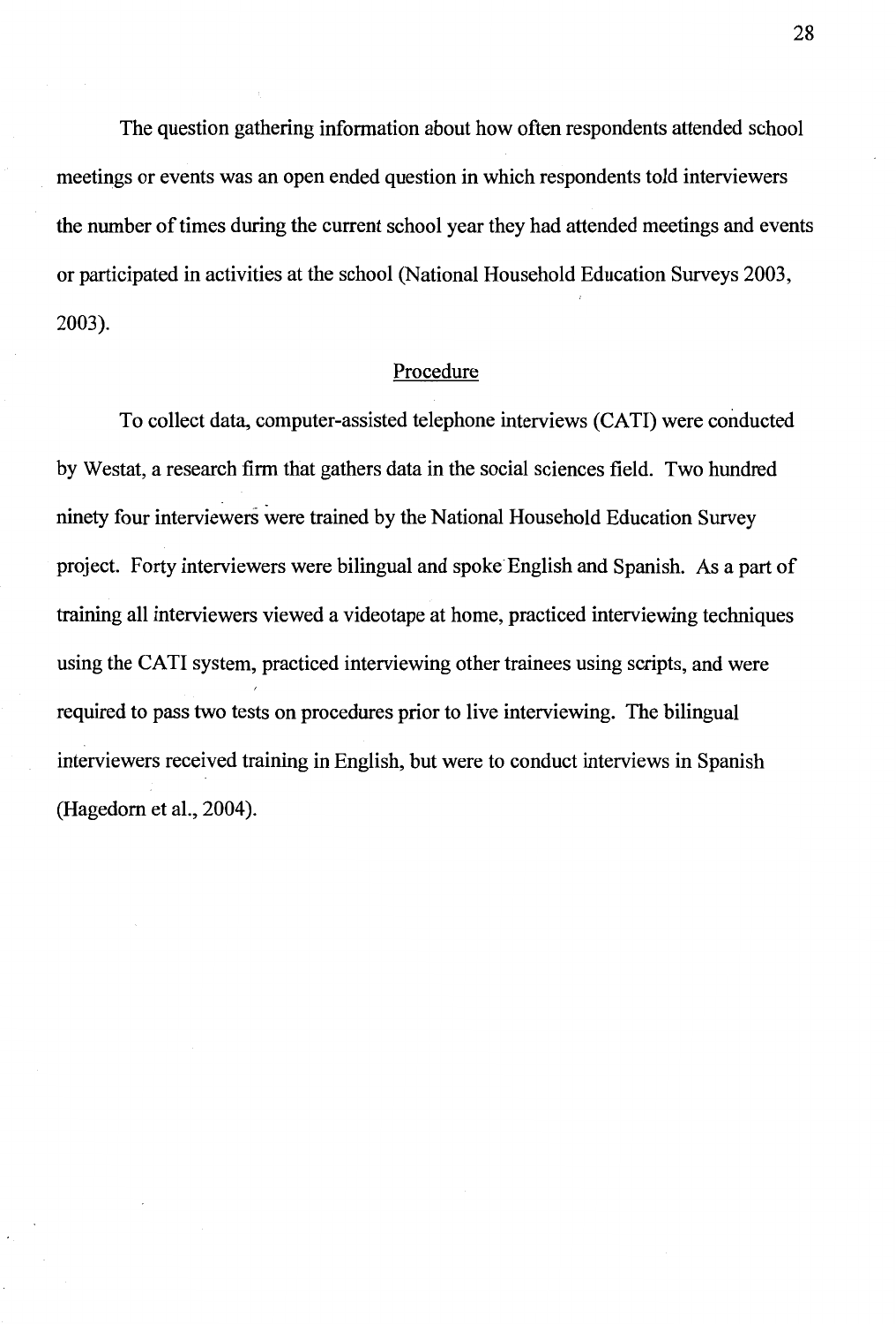The question gathering information about how often respondents attended school meetings or events was an open ended question in which respondents told interviewers the number of times during the current school year they had attended meetings and events or participated in activities at the school (National Household Education Surveys 2003, 2003).

## Procedure

To collect data, computer-assisted telephone interviews (CATI) were conducted by Westat, a research firm that gathers data in the social sciences field. Two hundred ninety four interviewers were trained by the National Household Education Survey project. Forty interviewers were bilingual and spoke English and Spanish. As a part of training all interviewers viewed a videotape at home, practiced interviewing techniques using the CATI system, practiced interviewing other trainees using scripts, and were required to pass two tests on procedures prior to live interviewing. The bilingual interviewers received training in English, but were to conduct interviews in Spanish (Hagedorn et al., 2004).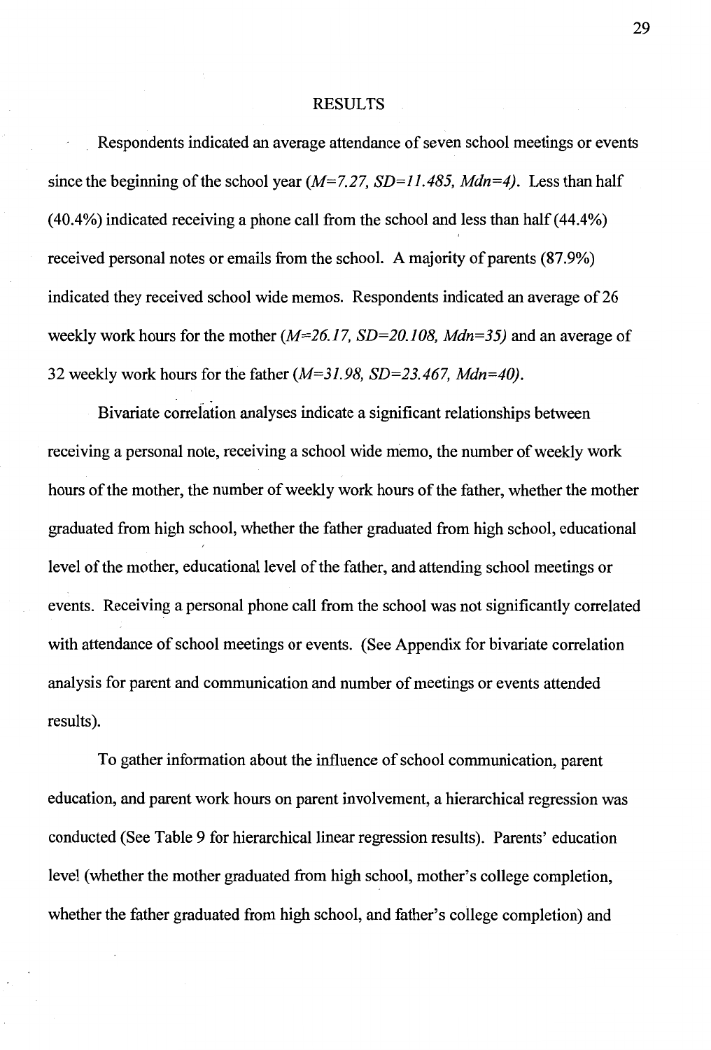# RESULTS

Respondents indicated an average attendance of seven school meetings or events since the beginning of the school year *(M=7.27, SD=11.485, Mdn=4)*. Less than half (40.4%) indicated receiving a phone call from the school and less than half (44.4%) received personal notes or emails from the school. A majority of parents (87.9%) indicated they received school wide memos. Respondents indicated an average of 26 weekly work hours for the mother *(M=26.17, SD=20.108, Mdn=35)* and an average of 32 weekly work hours for the father *(M=31.98, SD=23.467, Mdn=40)*.

Bivariate correlation analyses indicate a significant relationships between receiving a personal note, receiving a school wide memo, the number of weekly work hours of the mother, the number of weekly work hours of the father, whether the mother graduated from high school, whether the father graduated from high school, educational level of the mother, educational level of the father, and attending school meetings or events. Receiving a personal phone call from the school was not significantly correlated with attendance of school meetings or events. (See Appendix for bivariate correlation analysis for parent and communication and number of meetings or events attended results).

To gather information about the influence of school communication, parent education, and parent work hours on parent involvement, a hierarchical regression was conducted (See Table 9 for hierarchical linear regression results). Parents' education level (whether the mother graduated from high school, mother's college completion, whether the father graduated from high school, and father's college completion) and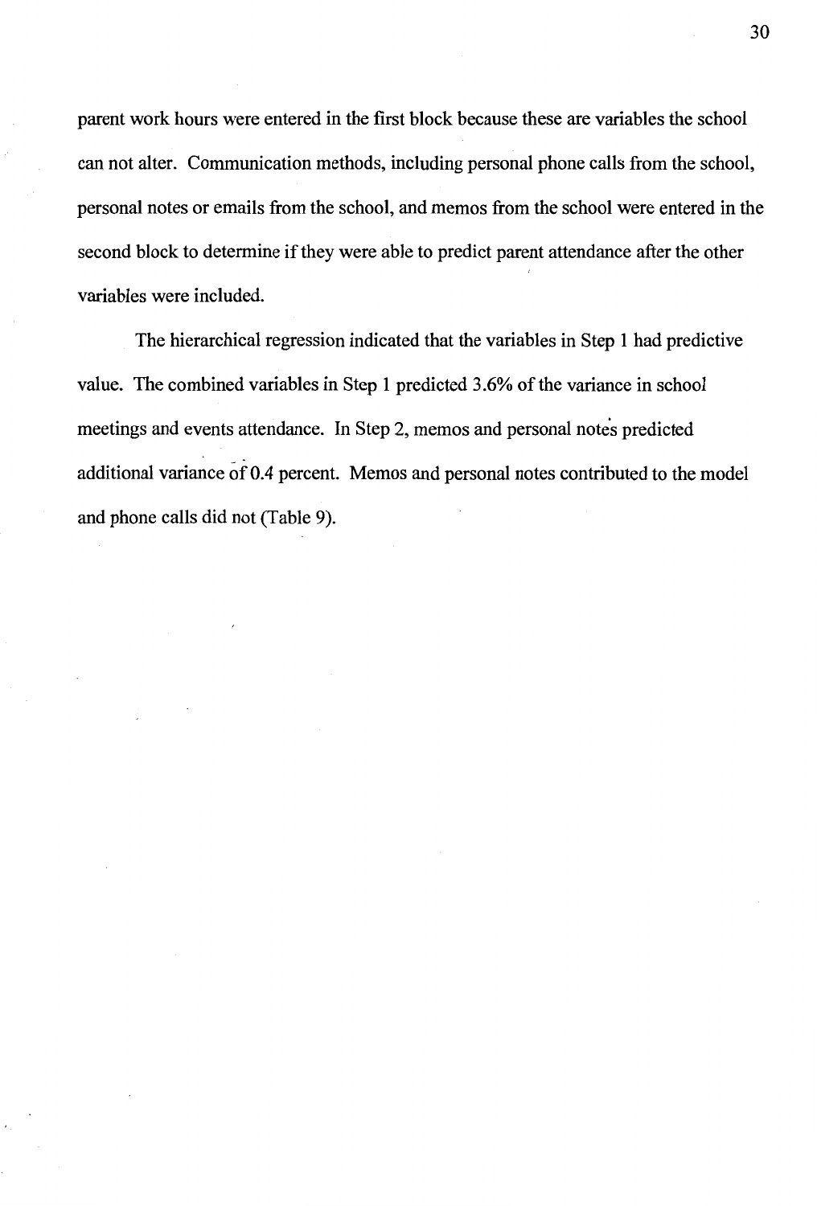parent work hours were entered in the first block because these are variables the school can not alter. Communication methods, including personal phone calls from the school, personal notes or emails from the school, and memos from the school were entered in the second block to determine if they were able to predict parent attendance after the other variables were included.

The hierarchical regression indicated that the variables in Step 1 had predictive value. The combined variables in Step 1 predicted 3.6% of the variance in school meetings and events attendance. In Step 2, memos and personal notes predicted additional variance of 0.4 percent. Memos and personal notes contributed to the model and phone calls did not (Table 9).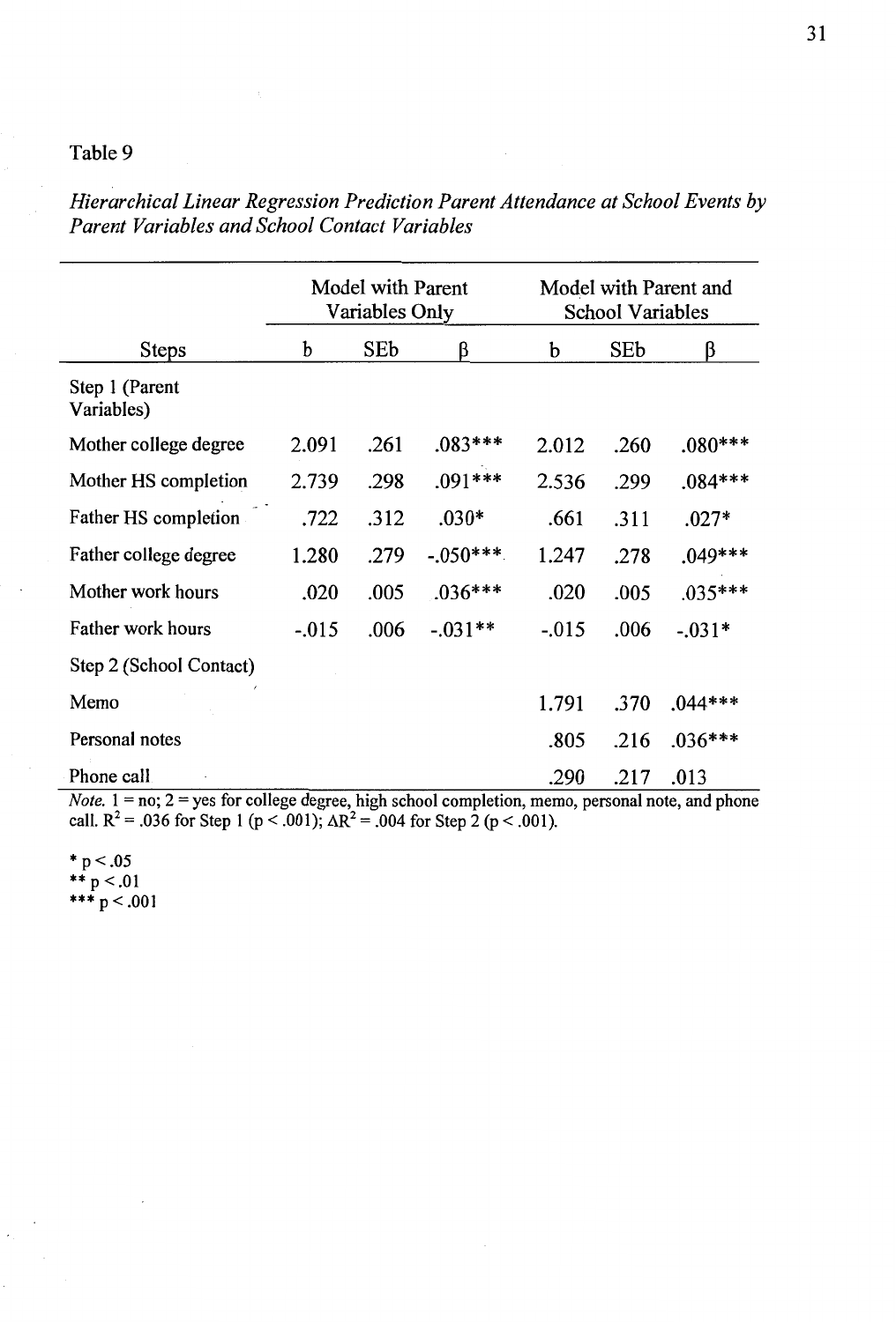Table 9

*Hierarchical Linear Regression Prediction Parent Attendance at School Events by Parent Variables and School Contact Variables*

| | Model with Parent Variables Only | | | Model with Parent and School Variables | | |
|---|---|---|---|---|---|---|
| Steps | b | SEb | β | b | SEb | β |
| Step 1 (Parent Variables) | | | | | | |
| Mother college degree | 2.091 | .261 | .083*** | 2.012 | .260 | .080*** |
| Mother HS completion | 2.739 | .298 | .091*** | 2.536 | .299 | .084*** |
| Father HS completion | .722 | .312 | .030* | .661 | .311 | .027* |
| Father college degree | 1.280 | .279 | -.050*** | 1.247 | .278 | .049*** |
| Mother work hours | .020 | .005 | .036*** | .020 | .005 | .035*** |
| Father work hours | -.015 | .006 | -.031** | -.015 | .006 | -.031* |
| Step 2 (School Contact) | | | | | | |
| Memo | | | | 1.791 | .370 | .044*** |
| Personal notes | | | | .805 | .216 | .036*** |
| Phone call | | | | .290 | .217 | .013 |

*Note.* 1 = no; 2 = yes for college degree, high school completion, memo, personal note, and phone call. $R^2 = .036$ for Step 1 ($p < .001$); $\Delta R^2 = .004$ for Step 2 ($p < .001$).

\* $p < .05$
\** $p < .01$
\*** $p < .001$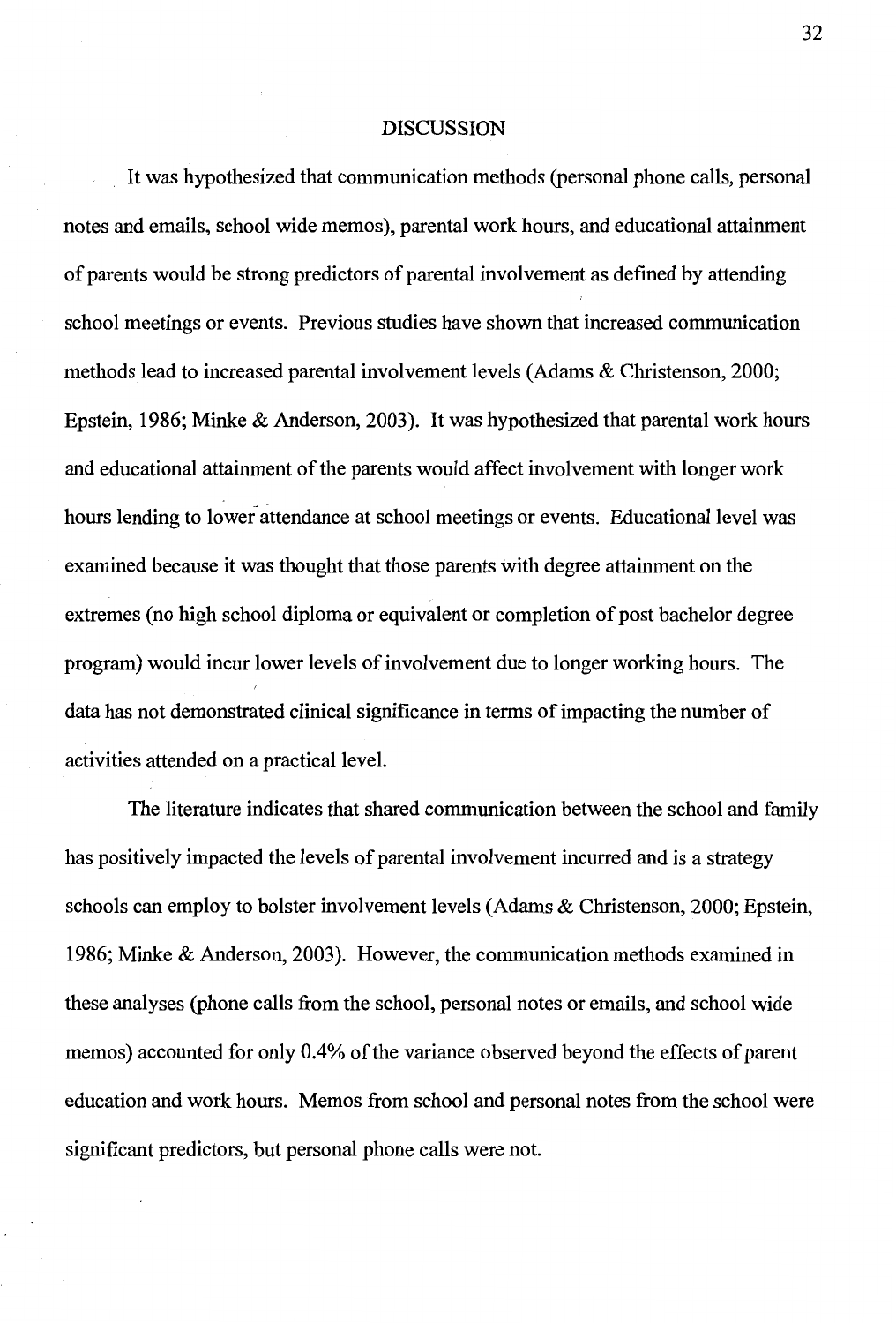## DISCUSSION

It was hypothesized that communication methods (personal phone calls, personal notes and emails, school wide memos), parental work hours, and educational attainment of parents would be strong predictors of parental involvement as defined by attending school meetings or events. Previous studies have shown that increased communication methods lead to increased parental involvement levels (Adams & Christenson, 2000; Epstein, 1986; Minke & Anderson, 2003). It was hypothesized that parental work hours and educational attainment of the parents would affect involvement with longer work hours lending to lower attendance at school meetings or events. Educational level was examined because it was thought that those parents with degree attainment on the extremes (no high school diploma or equivalent or completion of post bachelor degree program) would incur lower levels of involvement due to longer working hours. The data has not demonstrated clinical significance in terms of impacting the number of activities attended on a practical level.

The literature indicates that shared communication between the school and family has positively impacted the levels of parental involvement incurred and is a strategy schools can employ to bolster involvement levels (Adams & Christenson, 2000; Epstein, 1986; Minke & Anderson, 2003). However, the communication methods examined in these analyses (phone calls from the school, personal notes or emails, and school wide memos) accounted for only 0.4% of the variance observed beyond the effects of parent education and work hours. Memos from school and personal notes from the school were significant predictors, but personal phone calls were not.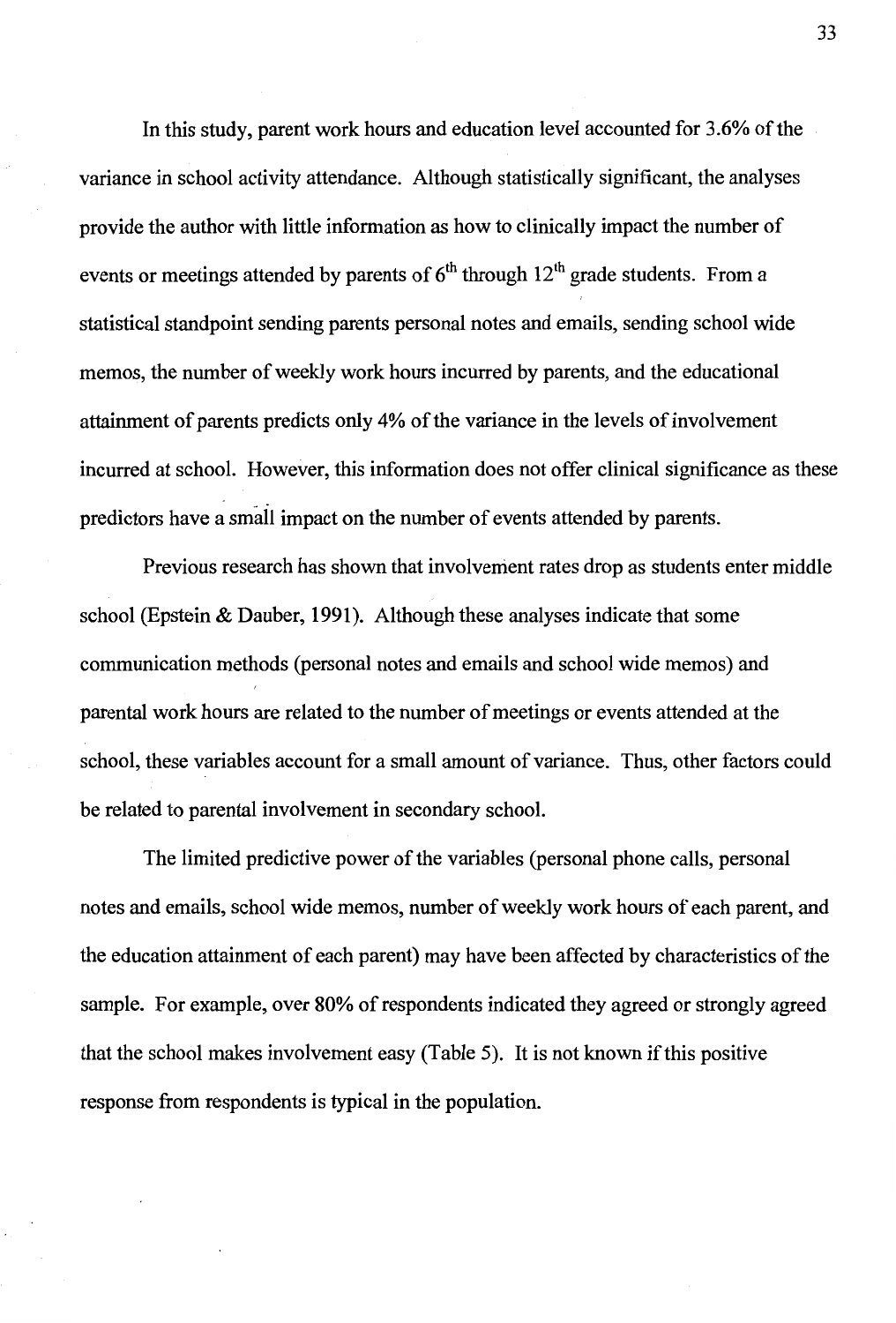In this study, parent work hours and education level accounted for 3.6% of the variance in school activity attendance. Although statistically significant, the analyses provide the author with little information as how to clinically impact the number of events or meetings attended by parents of 6th through 12th grade students. From a statistical standpoint sending parents personal notes and emails, sending school wide memos, the number of weekly work hours incurred by parents, and the educational attainment of parents predicts only 4% of the variance in the levels of involvement incurred at school. However, this information does not offer clinical significance as these predictors have a small impact on the number of events attended by parents.

Previous research has shown that involvement rates drop as students enter middle school (Epstein & Dauber, 1991). Although these analyses indicate that some communication methods (personal notes and emails and school wide memos) and parental work hours are related to the number of meetings or events attended at the school, these variables account for a small amount of variance. Thus, other factors could be related to parental involvement in secondary school.

The limited predictive power of the variables (personal phone calls, personal notes and emails, school wide memos, number of weekly work hours of each parent, and the education attainment of each parent) may have been affected by characteristics of the sample. For example, over 80% of respondents indicated they agreed or strongly agreed that the school makes involvement easy (Table 5). It is not known if this positive response from respondents is typical in the population.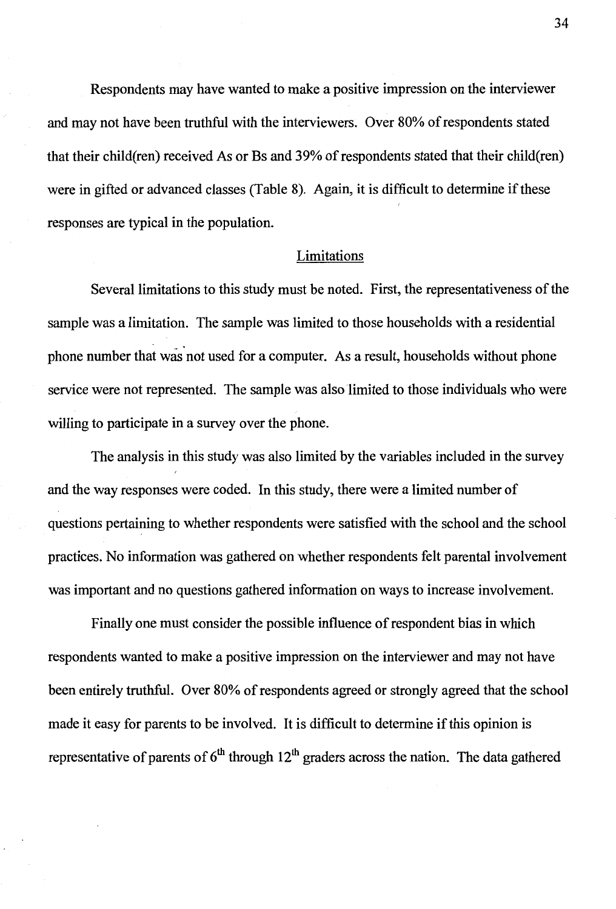Respondents may have wanted to make a positive impression on the interviewer and may not have been truthful with the interviewers. Over 80% of respondents stated that their child(ren) received As or Bs and 39% of respondents stated that their child(ren) were in gifted or advanced classes (Table 8). Again, it is difficult to determine if these responses are typical in the population.

## Limitations

Several limitations to this study must be noted. First, the representativeness of the sample was a limitation. The sample was limited to those households with a residential phone number that was not used for a computer. As a result, households without phone service were not represented. The sample was also limited to those individuals who were willing to participate in a survey over the phone.

The analysis in this study was also limited by the variables included in the survey and the way responses were coded. In this study, there were a limited number of questions pertaining to whether respondents were satisfied with the school and the school practices. No information was gathered on whether respondents felt parental involvement was important and no questions gathered information on ways to increase involvement.

Finally one must consider the possible influence of respondent bias in which respondents wanted to make a positive impression on the interviewer and may not have been entirely truthful. Over 80% of respondents agreed or strongly agreed that the school made it easy for parents to be involved. It is difficult to determine if this opinion is representative of parents of 6th through 12th graders across the nation. The data gathered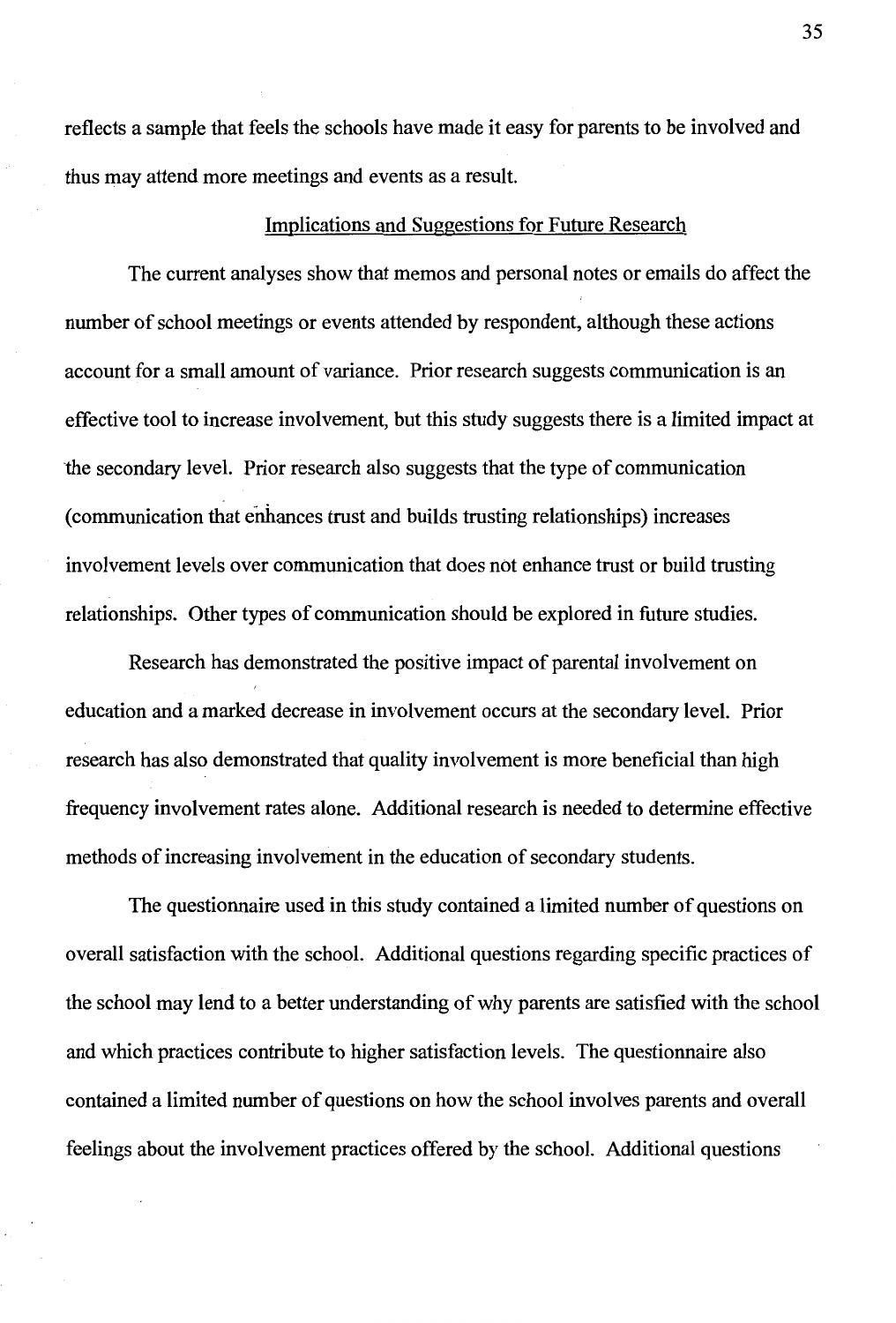reflects a sample that feels the schools have made it easy for parents to be involved and thus may attend more meetings and events as a result.

## Implications and Suggestions for Future Research

The current analyses show that memos and personal notes or emails do affect the number of school meetings or events attended by respondent, although these actions account for a small amount of variance. Prior research suggests communication is an effective tool to increase involvement, but this study suggests there is a limited impact at the secondary level. Prior research also suggests that the type of communication (communication that enhances trust and builds trusting relationships) increases involvement levels over communication that does not enhance trust or build trusting relationships. Other types of communication should be explored in future studies.

Research has demonstrated the positive impact of parental involvement on education and a marked decrease in involvement occurs at the secondary level. Prior research has also demonstrated that quality involvement is more beneficial than high frequency involvement rates alone. Additional research is needed to determine effective methods of increasing involvement in the education of secondary students.

The questionnaire used in this study contained a limited number of questions on overall satisfaction with the school. Additional questions regarding specific practices of the school may lend to a better understanding of why parents are satisfied with the school and which practices contribute to higher satisfaction levels. The questionnaire also contained a limited number of questions on how the school involves parents and overall feelings about the involvement practices offered by the school. Additional questions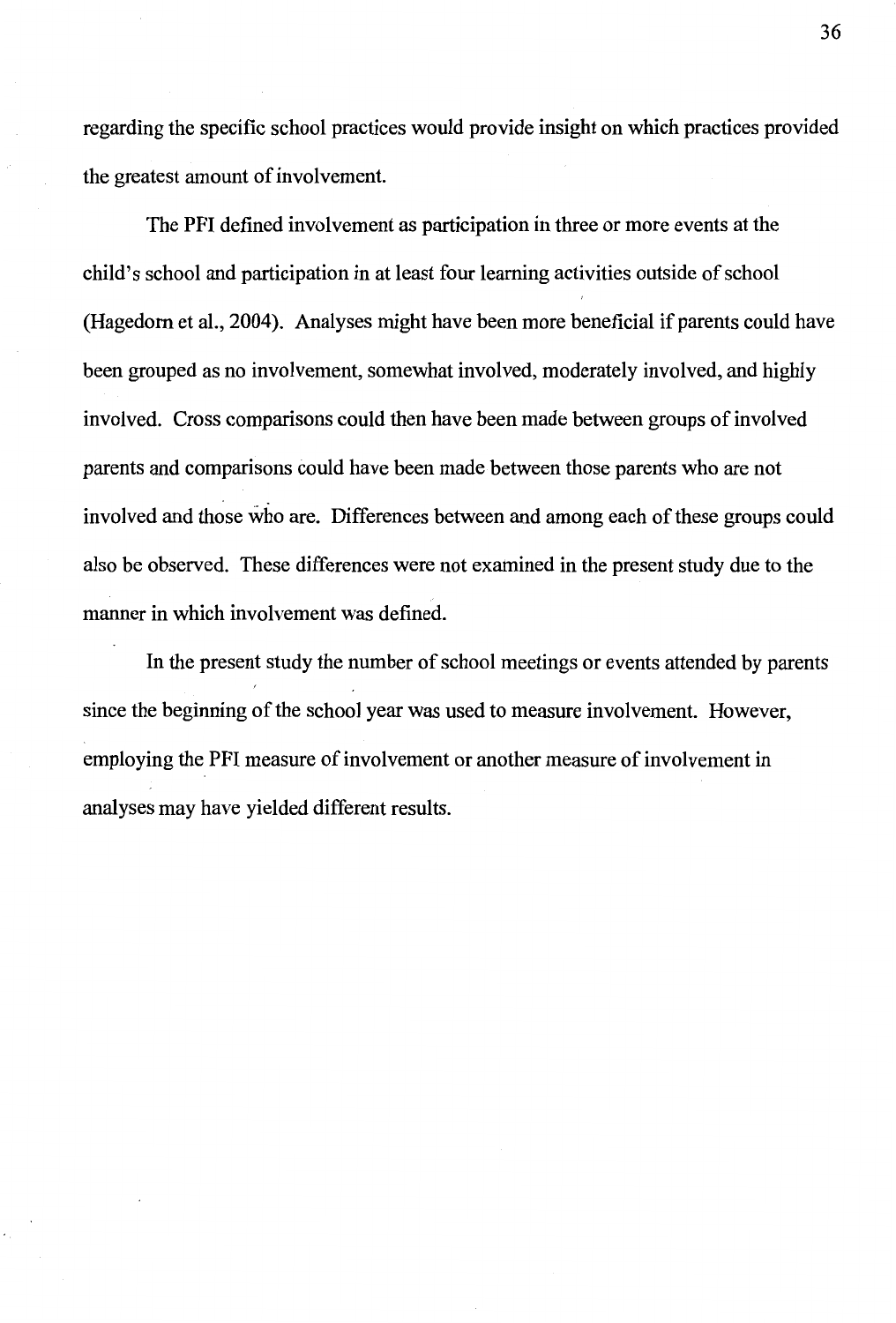regarding the specific school practices would provide insight on which practices provided the greatest amount of involvement.

The PFI defined involvement as participation in three or more events at the child's school and participation in at least four learning activities outside of school (Hagedorn et al., 2004). Analyses might have been more beneficial if parents could have been grouped as no involvement, somewhat involved, moderately involved, and highly involved. Cross comparisons could then have been made between groups of involved parents and comparisons could have been made between those parents who are not involved and those who are. Differences between and among each of these groups could also be observed. These differences were not examined in the present study due to the manner in which involvement was defined.

In the present study the number of school meetings or events attended by parents since the beginning of the school year was used to measure involvement. However, employing the PFI measure of involvement or another measure of involvement in analyses may have yielded different results.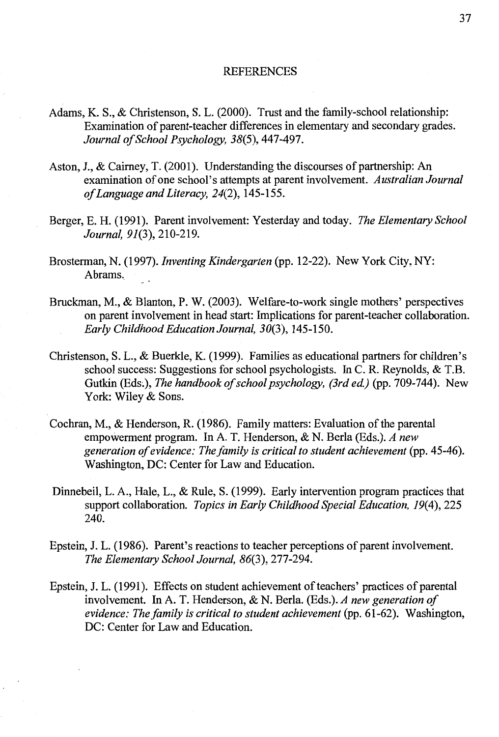# REFERENCES

Adams, K. S., & Christenson, S. L. (2000). Trust and the family-school relationship: Examination of parent-teacher differences in elementary and secondary grades. *Journal of School Psychology, 38*(5), 447-497.

Aston, J., & Cairney, T. (2001). Understanding the discourses of partnership: An examination of one school's attempts at parent involvement. *Australian Journal of Language and Literacy, 24*(2), 145-155.

Berger, E. H. (1991). Parent involvement: Yesterday and today. *The Elementary School Journal, 91*(3), 210-219.

Brosterman, N. (1997). *Inventing Kindergarten* (pp. 12-22). New York City, NY: Abrams.

Bruckman, M., & Blanton, P. W. (2003). Welfare-to-work single mothers' perspectives on parent involvement in head start: Implications for parent-teacher collaboration. *Early Childhood Education Journal, 30*(3), 145-150.

Christenson, S. L., & Buerkle, K. (1999). Families as educational partners for children's school success: Suggestions for school psychologists. In C. R. Reynolds, & T.B. Gutkin (Eds.), *The handbook of school psychology, (3rd ed.)* (pp. 709-744). New York: Wiley & Sons.

Cochran, M., & Henderson, R. (1986). Family matters: Evaluation of the parental empowerment program. In A. T. Henderson, & N. Berla (Eds.). *A new generation of evidence: The family is critical to student achievement* (pp. 45-46). Washington, DC: Center for Law and Education.

Dinnebeil, L. A., Hale, L., & Rule, S. (1999). Early intervention program practices that support collaboration. *Topics in Early Childhood Special Education, 19*(4), 225 240.

Epstein, J. L. (1986). Parent's reactions to teacher perceptions of parent involvement. *The Elementary School Journal, 86*(3), 277-294.

Epstein, J. L. (1991). Effects on student achievement of teachers' practices of parental involvement. In A. T. Henderson, & N. Berla. (Eds.). *A new generation of evidence: The family is critical to student achievement* (pp. 61-62). Washington, DC: Center for Law and Education.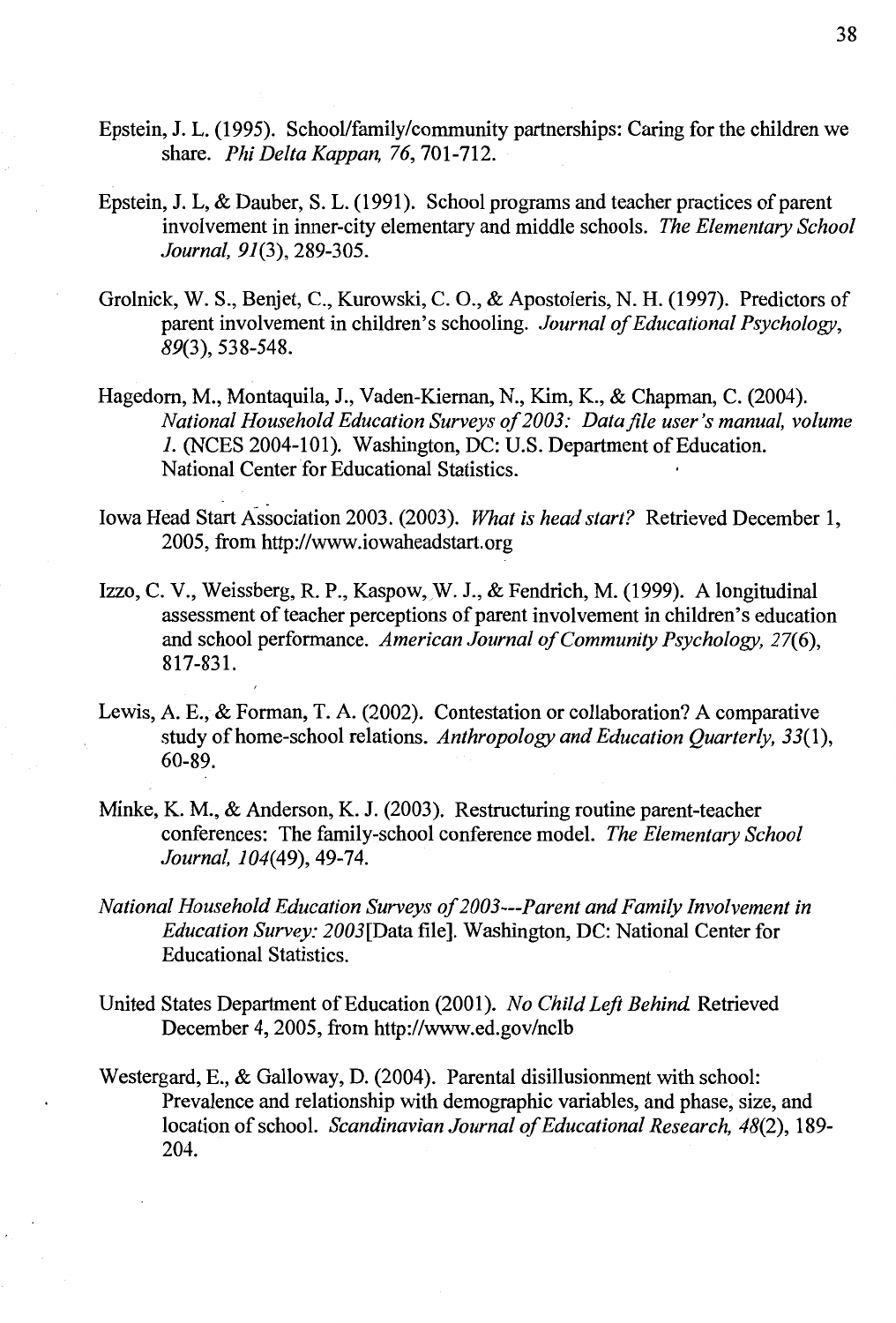Epstein, J. L. (1995). School/family/community partnerships: Caring for the children we share. *Phi Delta Kappan, 76*, 701-712.

Epstein, J. L, & Dauber, S. L. (1991). School programs and teacher practices of parent involvement in inner-city elementary and middle schools. *The Elementary School Journal, 91*(3), 289-305.

Grolnick, W. S., Benjet, C., Kurowski, C. O., & Apostoleris, N. H. (1997). Predictors of parent involvement in children's schooling. *Journal of Educational Psychology, 89*(3), 538-548.

Hagedorn, M., Montaquila, J., Vaden-Kiernan, N., Kim, K., & Chapman, C. (2004). *National Household Education Surveys of 2003: Data file user's manual, volume 1.* (NCES 2004-101). Washington, DC: U.S. Department of Education. National Center for Educational Statistics.

Iowa Head Start Association 2003. (2003). *What is head start?* Retrieved December 1, 2005, from http://www.iowaheadstart.org

Izzo, C. V., Weissberg, R. P., Kaspow, W. J., & Fendrich, M. (1999). A longitudinal assessment of teacher perceptions of parent involvement in children's education and school performance. *American Journal of Community Psychology, 27*(6), 817-831.

Lewis, A. E., & Forman, T. A. (2002). Contestation or collaboration? A comparative study of home-school relations. *Anthropology and Education Quarterly, 33*(1), 60-89.

Minke, K. M., & Anderson, K. J. (2003). Restructuring routine parent-teacher conferences: The family-school conference model. *The Elementary School Journal, 104*(49), 49-74.

*National Household Education Surveys of 2003---Parent and Family Involvement in Education Survey: 2003*[Data file]. Washington, DC: National Center for Educational Statistics.

United States Department of Education (2001). *No Child Left Behind.* Retrieved December 4, 2005, from http://www.ed.gov/nclb

Westergard, E., & Galloway, D. (2004). Parental disillusionment with school: Prevalence and relationship with demographic variables, and phase, size, and location of school. *Scandinavian Journal of Educational Research, 48*(2), 189-204.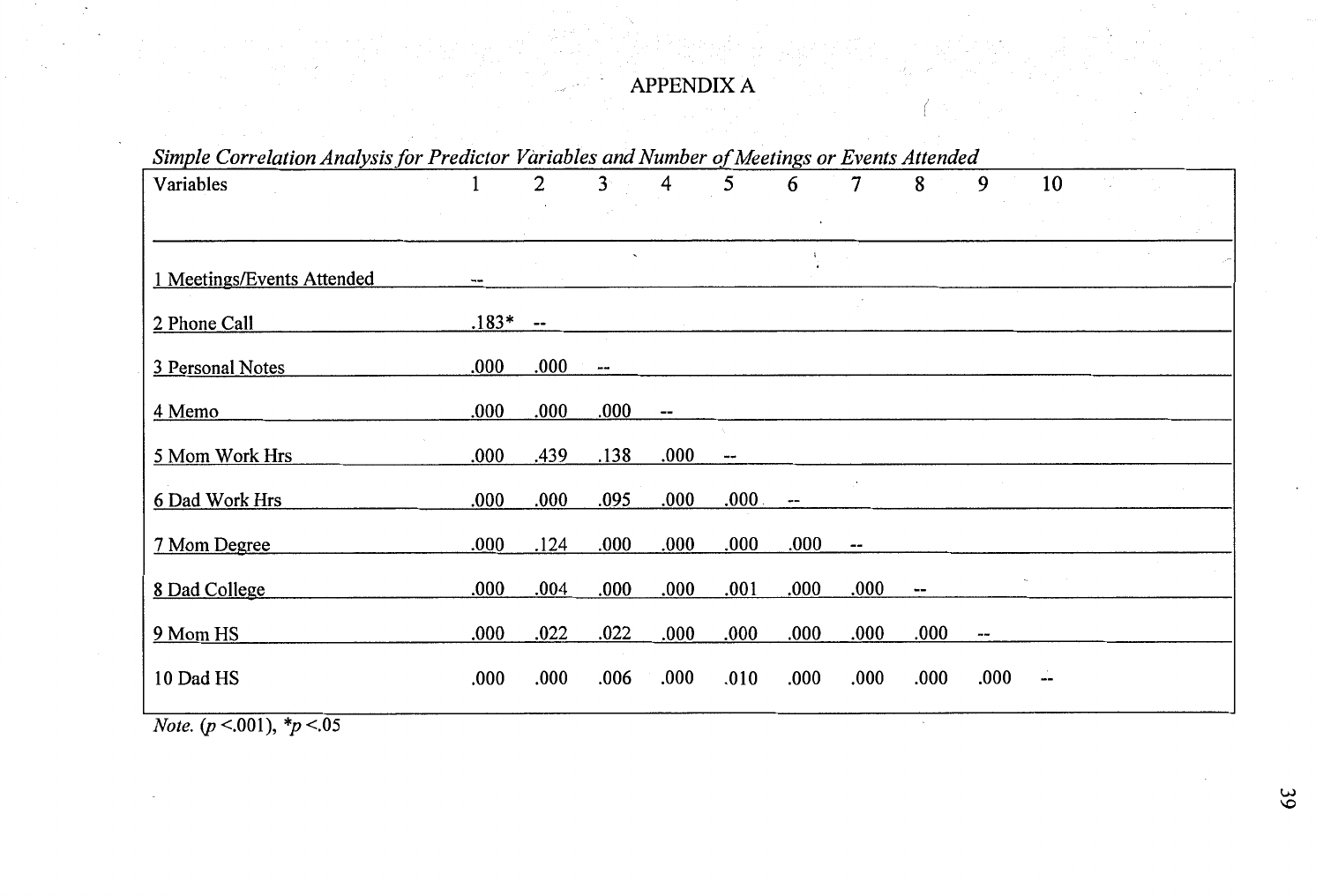# APPENDIX A

*Simple Correlation Analysis for Predictor Variables and Number of Meetings or Events Attended*

| Variables | 1 | 2 | 3 | 4 | 5 | 6 | 7 | 8 | 9 | 10 |
|---|---|---|---|---|---|---|---|---|---|---|
| 1 Meetings/Events Attended | -- | | | | | | | | | |
| 2 Phone Call | .183* | -- | | | | | | | | |
| 3 Personal Notes | .000 | .000 | -- | | | | | | | |
| 4 Memo | .000 | .000 | .000 | -- | | | | | | |
| 5 Mom Work Hrs | .000 | .439 | .138 | .000 | -- | | | | | |
| 6 Dad Work Hrs | .000 | .000 | .095 | .000 | .000 | -- | | | | |
| 7 Mom Degree | .000 | .124 | .000 | .000 | .000 | .000 | -- | | | |
| 8 Dad College | .000 | .004 | .000 | .000 | .001 | .000 | .000 | -- | | |
| 9 Mom HS | .000 | .022 | .022 | .000 | .000 | .000 | .000 | .000 | -- | |
| 10 Dad HS | .000 | .000 | .006 | .000 | .010 | .000 | .000 | .000 | .000 | -- |

*Note.* ($p < .001$), \*$p < .05$